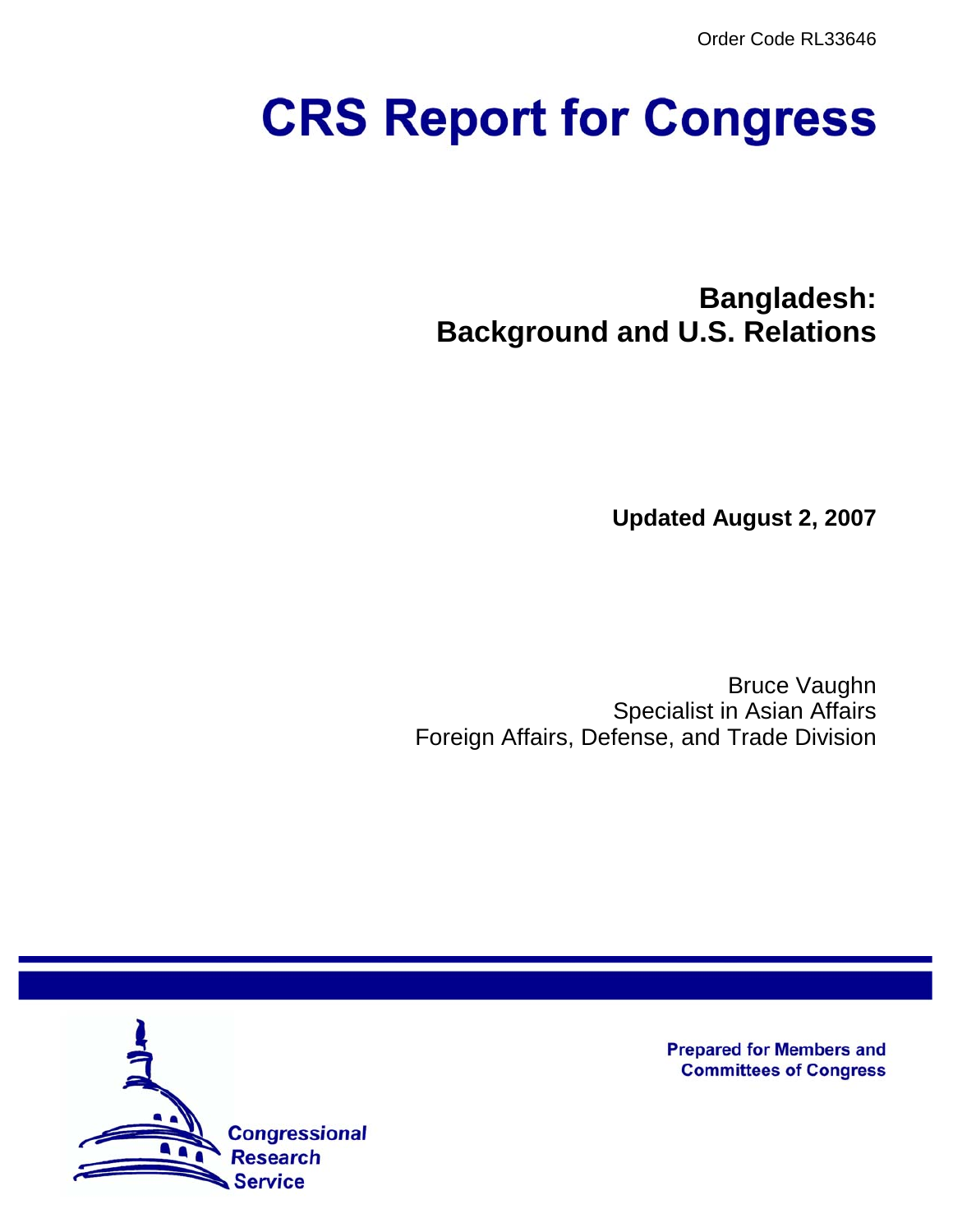Order Code RL33646

# CRS Report for Congress

## Bangladesh: Background and U.S. Relations

**Updated August 2, 2007**

Bruce Vaughn
Specialist in Asian Affairs
Foreign Affairs, Defense, and Trade Division

**Prepared for Members and Committees of Congress**

Congressional Research Service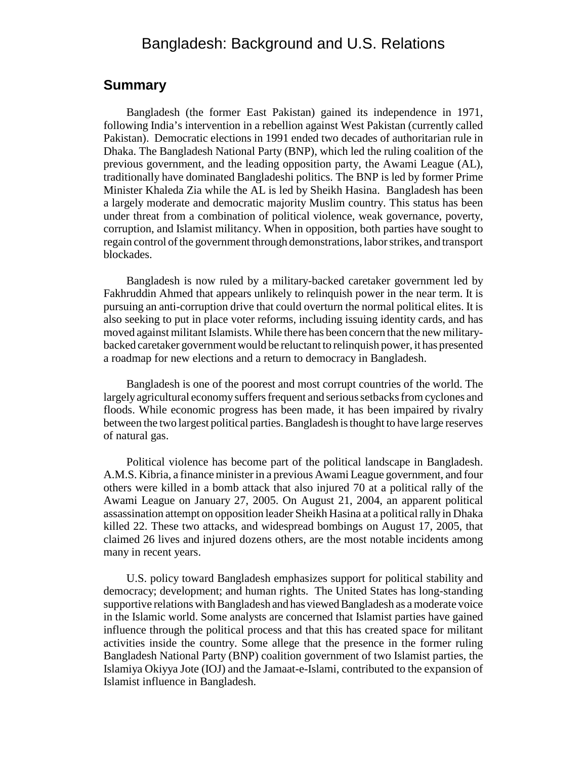# Bangladesh: Background and U.S. Relations

## Summary

Bangladesh (the former East Pakistan) gained its independence in 1971, following India's intervention in a rebellion against West Pakistan (currently called Pakistan). Democratic elections in 1991 ended two decades of authoritarian rule in Dhaka. The Bangladesh National Party (BNP), which led the ruling coalition of the previous government, and the leading opposition party, the Awami League (AL), traditionally have dominated Bangladeshi politics. The BNP is led by former Prime Minister Khaleda Zia while the AL is led by Sheikh Hasina. Bangladesh has been a largely moderate and democratic majority Muslim country. This status has been under threat from a combination of political violence, weak governance, poverty, corruption, and Islamist militancy. When in opposition, both parties have sought to regain control of the government through demonstrations, labor strikes, and transport blockades.

Bangladesh is now ruled by a military-backed caretaker government led by Fakhruddin Ahmed that appears unlikely to relinquish power in the near term. It is pursuing an anti-corruption drive that could overturn the normal political elites. It is also seeking to put in place voter reforms, including issuing identity cards, and has moved against militant Islamists. While there has been concern that the new military-backed caretaker government would be reluctant to relinquish power, it has presented a roadmap for new elections and a return to democracy in Bangladesh.

Bangladesh is one of the poorest and most corrupt countries of the world. The largely agricultural economy suffers frequent and serious setbacks from cyclones and floods. While economic progress has been made, it has been impaired by rivalry between the two largest political parties. Bangladesh is thought to have large reserves of natural gas.

Political violence has become part of the political landscape in Bangladesh. A.M.S. Kibria, a finance minister in a previous Awami League government, and four others were killed in a bomb attack that also injured 70 at a political rally of the Awami League on January 27, 2005. On August 21, 2004, an apparent political assassination attempt on opposition leader Sheikh Hasina at a political rally in Dhaka killed 22. These two attacks, and widespread bombings on August 17, 2005, that claimed 26 lives and injured dozens others, are the most notable incidents among many in recent years.

U.S. policy toward Bangladesh emphasizes support for political stability and democracy; development; and human rights. The United States has long-standing supportive relations with Bangladesh and has viewed Bangladesh as a moderate voice in the Islamic world. Some analysts are concerned that Islamist parties have gained influence through the political process and that this has created space for militant activities inside the country. Some allege that the presence in the former ruling Bangladesh National Party (BNP) coalition government of two Islamist parties, the Islamiya Okiyya Jote (IOJ) and the Jamaat-e-Islami, contributed to the expansion of Islamist influence in Bangladesh.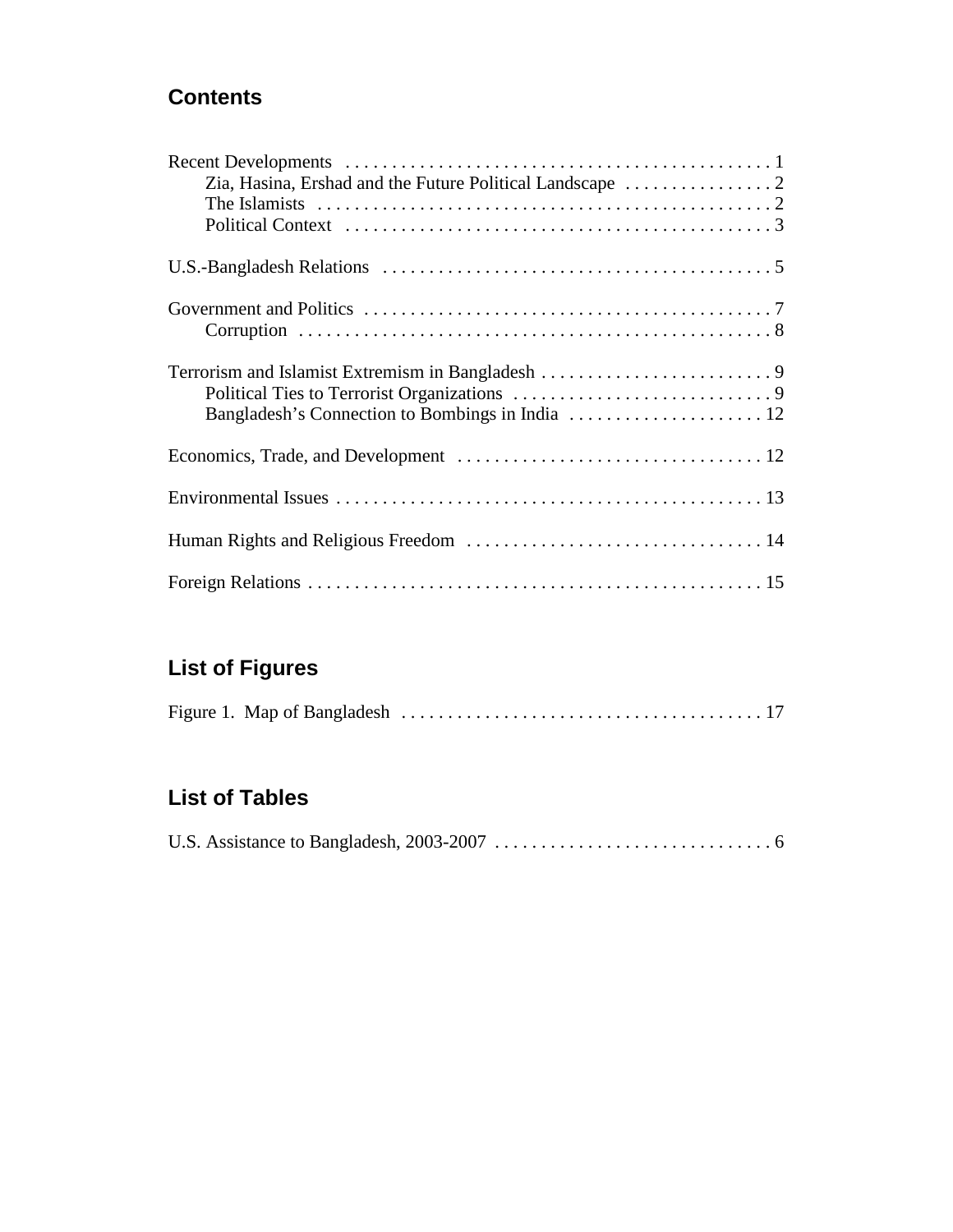## Contents

Recent Developments . . . . . . . . . . . . . . . . . . . . . . . . . . . . . . . . . . . . . . . . . . . . . . 1
    Zia, Hasina, Ershad and the Future Political Landscape . . . . . . . . . . . . . . . . 2
    The Islamists . . . . . . . . . . . . . . . . . . . . . . . . . . . . . . . . . . . . . . . . . . . . . . . . . 2
    Political Context . . . . . . . . . . . . . . . . . . . . . . . . . . . . . . . . . . . . . . . . . . . . . . 3

U.S.-Bangladesh Relations . . . . . . . . . . . . . . . . . . . . . . . . . . . . . . . . . . . . . . . . . . 5

Government and Politics . . . . . . . . . . . . . . . . . . . . . . . . . . . . . . . . . . . . . . . . . . . . 7
    Corruption . . . . . . . . . . . . . . . . . . . . . . . . . . . . . . . . . . . . . . . . . . . . . . . . . . . . 8

Terrorism and Islamist Extremism in Bangladesh . . . . . . . . . . . . . . . . . . . . . . . . . 9
    Political Ties to Terrorist Organizations . . . . . . . . . . . . . . . . . . . . . . . . . . . . 9
    Bangladesh's Connection to Bombings in India . . . . . . . . . . . . . . . . . . . . . 12

Economics, Trade, and Development . . . . . . . . . . . . . . . . . . . . . . . . . . . . . . . . . 12

Environmental Issues . . . . . . . . . . . . . . . . . . . . . . . . . . . . . . . . . . . . . . . . . . . . . . 13

Human Rights and Religious Freedom . . . . . . . . . . . . . . . . . . . . . . . . . . . . . . . . 14

Foreign Relations . . . . . . . . . . . . . . . . . . . . . . . . . . . . . . . . . . . . . . . . . . . . . . . . . 15

## List of Figures

Figure 1. Map of Bangladesh . . . . . . . . . . . . . . . . . . . . . . . . . . . . . . . . . . . . . . . 17

## List of Tables

U.S. Assistance to Bangladesh, 2003-2007 . . . . . . . . . . . . . . . . . . . . . . . . . . . . . . 6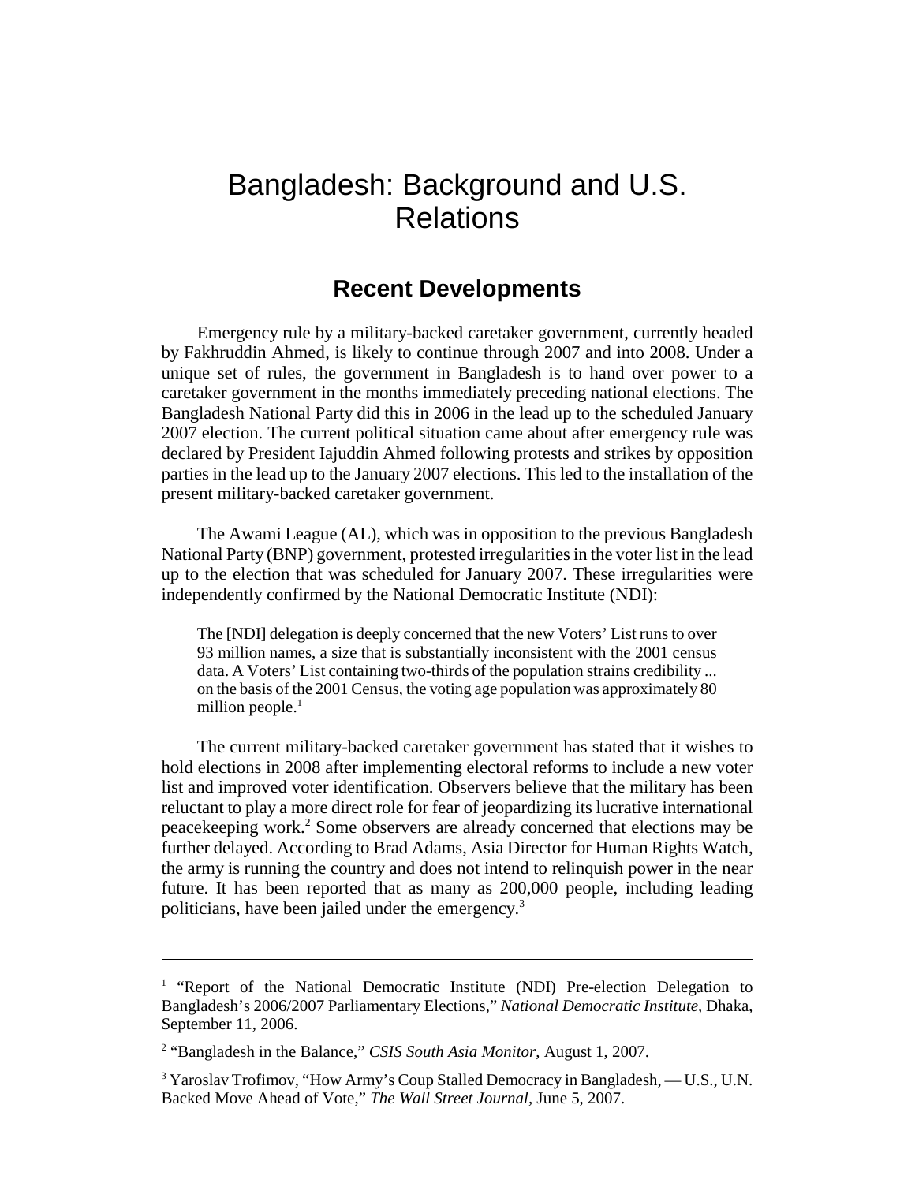# Bangladesh: Background and U.S. Relations

## Recent Developments

Emergency rule by a military-backed caretaker government, currently headed by Fakhruddin Ahmed, is likely to continue through 2007 and into 2008. Under a unique set of rules, the government in Bangladesh is to hand over power to a caretaker government in the months immediately preceding national elections. The Bangladesh National Party did this in 2006 in the lead up to the scheduled January 2007 election. The current political situation came about after emergency rule was declared by President Iajuddin Ahmed following protests and strikes by opposition parties in the lead up to the January 2007 elections. This led to the installation of the present military-backed caretaker government.

The Awami League (AL), which was in opposition to the previous Bangladesh National Party (BNP) government, protested irregularities in the voter list in the lead up to the election that was scheduled for January 2007. These irregularities were independently confirmed by the National Democratic Institute (NDI):

> The [NDI] delegation is deeply concerned that the new Voters' List runs to over 93 million names, a size that is substantially inconsistent with the 2001 census data. A Voters' List containing two-thirds of the population strains credibility ... on the basis of the 2001 Census, the voting age population was approximately 80 million people.[1]

The current military-backed caretaker government has stated that it wishes to hold elections in 2008 after implementing electoral reforms to include a new voter list and improved voter identification. Observers believe that the military has been reluctant to play a more direct role for fear of jeopardizing its lucrative international peacekeeping work.[2] Some observers are already concerned that elections may be further delayed. According to Brad Adams, Asia Director for Human Rights Watch, the army is running the country and does not intend to relinquish power in the near future. It has been reported that as many as 200,000 people, including leading politicians, have been jailed under the emergency.[3]

---

[1] "Report of the National Democratic Institute (NDI) Pre-election Delegation to Bangladesh's 2006/2007 Parliamentary Elections," *National Democratic Institute,* Dhaka, September 11, 2006.

[2] "Bangladesh in the Balance," *CSIS South Asia Monitor,* August 1, 2007.

[3] Yaroslav Trofimov, "How Army's Coup Stalled Democracy in Bangladesh, — U.S., U.N. Backed Move Ahead of Vote," *The Wall Street Journal,* June 5, 2007.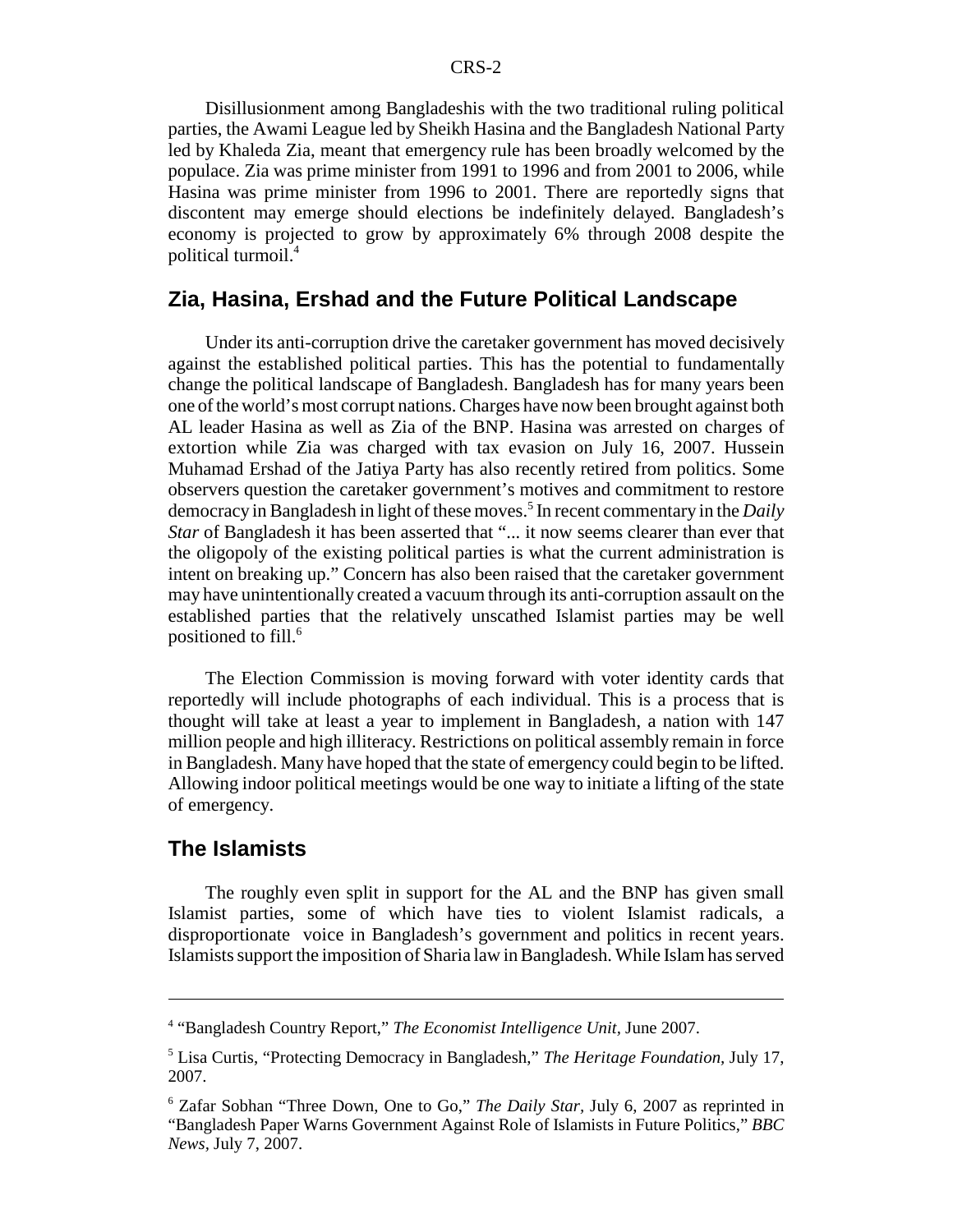Disillusionment among Bangladeshis with the two traditional ruling political parties, the Awami League led by Sheikh Hasina and the Bangladesh National Party led by Khaleda Zia, meant that emergency rule has been broadly welcomed by the populace. Zia was prime minister from 1991 to 1996 and from 2001 to 2006, while Hasina was prime minister from 1996 to 2001. There are reportedly signs that discontent may emerge should elections be indefinitely delayed. Bangladesh's economy is projected to grow by approximately 6% through 2008 despite the political turmoil.[4]

## Zia, Hasina, Ershad and the Future Political Landscape

Under its anti-corruption drive the caretaker government has moved decisively against the established political parties. This has the potential to fundamentally change the political landscape of Bangladesh. Bangladesh has for many years been one of the world's most corrupt nations. Charges have now been brought against both AL leader Hasina as well as Zia of the BNP. Hasina was arrested on charges of extortion while Zia was charged with tax evasion on July 16, 2007. Hussein Muhamad Ershad of the Jatiya Party has also recently retired from politics. Some observers question the caretaker government's motives and commitment to restore democracy in Bangladesh in light of these moves.[5] In recent commentary in the *Daily Star* of Bangladesh it has been asserted that "... it now seems clearer than ever that the oligopoly of the existing political parties is what the current administration is intent on breaking up." Concern has also been raised that the caretaker government may have unintentionally created a vacuum through its anti-corruption assault on the established parties that the relatively unscathed Islamist parties may be well positioned to fill.[6]

The Election Commission is moving forward with voter identity cards that reportedly will include photographs of each individual. This is a process that is thought will take at least a year to implement in Bangladesh, a nation with 147 million people and high illiteracy. Restrictions on political assembly remain in force in Bangladesh. Many have hoped that the state of emergency could begin to be lifted. Allowing indoor political meetings would be one way to initiate a lifting of the state of emergency.

## The Islamists

The roughly even split in support for the AL and the BNP has given small Islamist parties, some of which have ties to violent Islamist radicals, a disproportionate voice in Bangladesh's government and politics in recent years. Islamists support the imposition of Sharia law in Bangladesh. While Islam has served

---

[4] "Bangladesh Country Report," *The Economist Intelligence Unit*, June 2007.

[5] Lisa Curtis, "Protecting Democracy in Bangladesh," *The Heritage Foundation*, July 17, 2007.

[6] Zafar Sobhan "Three Down, One to Go," *The Daily Star*, July 6, 2007 as reprinted in "Bangladesh Paper Warns Government Against Role of Islamists in Future Politics," *BBC News*, July 7, 2007.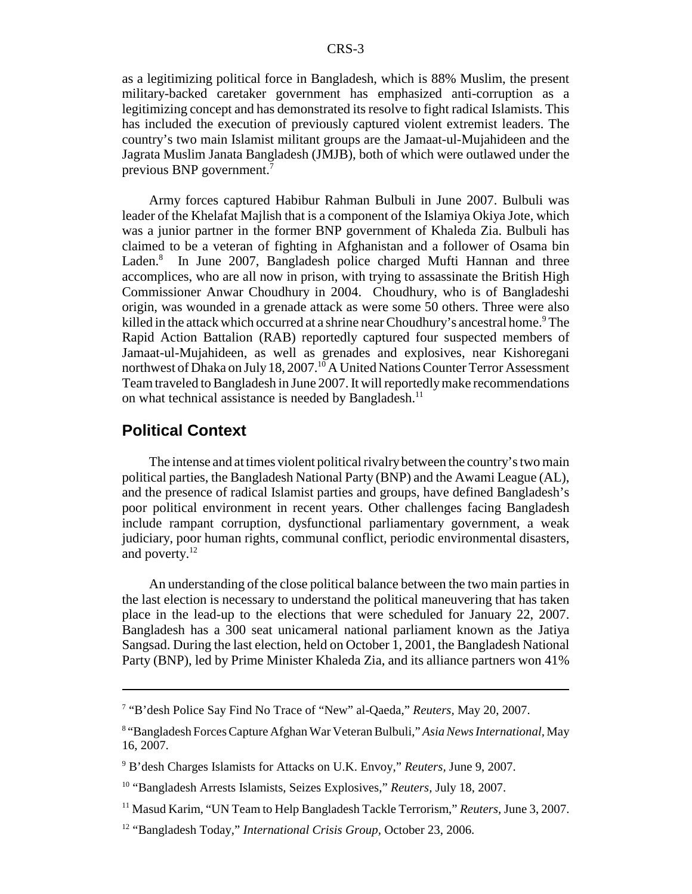as a legitimizing political force in Bangladesh, which is 88% Muslim, the present military-backed caretaker government has emphasized anti-corruption as a legitimizing concept and has demonstrated its resolve to fight radical Islamists. This has included the execution of previously captured violent extremist leaders. The country's two main Islamist militant groups are the Jamaat-ul-Mujahideen and the Jagrata Muslim Janata Bangladesh (JMJB), both of which were outlawed under the previous BNP government.[7]

Army forces captured Habibur Rahman Bulbuli in June 2007. Bulbuli was leader of the Khelafat Majlish that is a component of the Islamiya Okiya Jote, which was a junior partner in the former BNP government of Khaleda Zia. Bulbuli has claimed to be a veteran of fighting in Afghanistan and a follower of Osama bin Laden.[8] In June 2007, Bangladesh police charged Mufti Hannan and three accomplices, who are all now in prison, with trying to assassinate the British High Commissioner Anwar Choudhury in 2004. Choudhury, who is of Bangladeshi origin, was wounded in a grenade attack as were some 50 others. Three were also killed in the attack which occurred at a shrine near Choudhury's ancestral home.[9] The Rapid Action Battalion (RAB) reportedly captured four suspected members of Jamaat-ul-Mujahideen, as well as grenades and explosives, near Kishoregani northwest of Dhaka on July 18, 2007.[10] A United Nations Counter Terror Assessment Team traveled to Bangladesh in June 2007. It will reportedly make recommendations on what technical assistance is needed by Bangladesh.[11]

## Political Context

The intense and at times violent political rivalry between the country's two main political parties, the Bangladesh National Party (BNP) and the Awami League (AL), and the presence of radical Islamist parties and groups, have defined Bangladesh's poor political environment in recent years. Other challenges facing Bangladesh include rampant corruption, dysfunctional parliamentary government, a weak judiciary, poor human rights, communal conflict, periodic environmental disasters, and poverty.[12]

An understanding of the close political balance between the two main parties in the last election is necessary to understand the political maneuvering that has taken place in the lead-up to the elections that were scheduled for January 22, 2007. Bangladesh has a 300 seat unicameral national parliament known as the Jatiya Sangsad. During the last election, held on October 1, 2001, the Bangladesh National Party (BNP), led by Prime Minister Khaleda Zia, and its alliance partners won 41%

---

[7] "B'desh Police Say Find No Trace of "New" al-Qaeda," *Reuters,* May 20, 2007.

[8] "Bangladesh Forces Capture Afghan War Veteran Bulbuli," *Asia News International,* May 16, 2007.

[9] B'desh Charges Islamists for Attacks on U.K. Envoy," *Reuters,* June 9, 2007.

[10] "Bangladesh Arrests Islamists, Seizes Explosives," *Reuters,* July 18, 2007.

[11] Masud Karim, "UN Team to Help Bangladesh Tackle Terrorism," *Reuters,* June 3, 2007.

[12] "Bangladesh Today," *International Crisis Group,* October 23, 2006.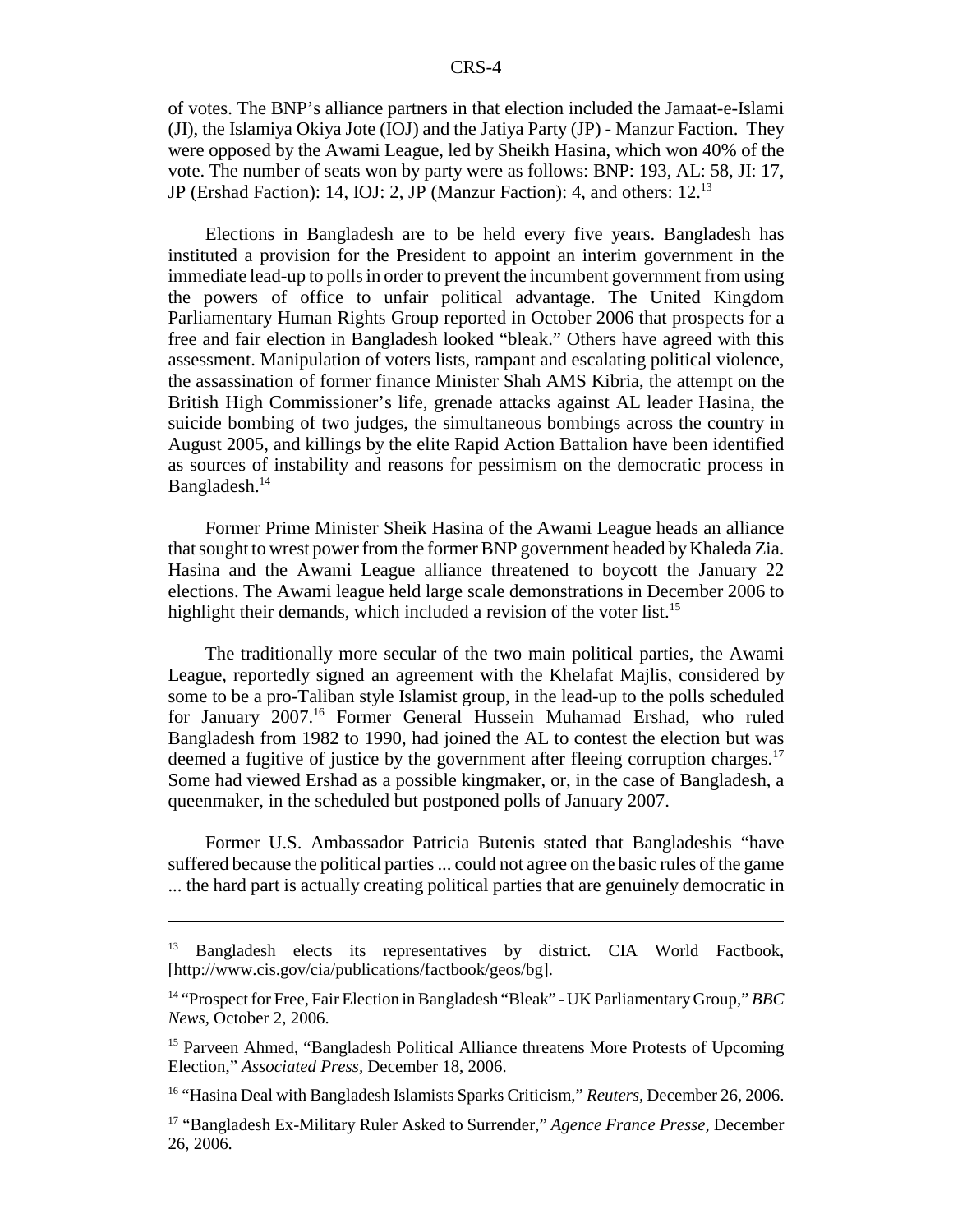of votes. The BNP's alliance partners in that election included the Jamaat-e-Islami (JI), the Islamiya Okiya Jote (IOJ) and the Jatiya Party (JP) - Manzur Faction. They were opposed by the Awami League, led by Sheikh Hasina, which won 40% of the vote. The number of seats won by party were as follows: BNP: 193, AL: 58, JI: 17, JP (Ershad Faction): 14, IOJ: 2, JP (Manzur Faction): 4, and others: 12.[13]

Elections in Bangladesh are to be held every five years. Bangladesh has instituted a provision for the President to appoint an interim government in the immediate lead-up to polls in order to prevent the incumbent government from using the powers of office to unfair political advantage. The United Kingdom Parliamentary Human Rights Group reported in October 2006 that prospects for a free and fair election in Bangladesh looked "bleak." Others have agreed with this assessment. Manipulation of voters lists, rampant and escalating political violence, the assassination of former finance Minister Shah AMS Kibria, the attempt on the British High Commissioner's life, grenade attacks against AL leader Hasina, the suicide bombing of two judges, the simultaneous bombings across the country in August 2005, and killings by the elite Rapid Action Battalion have been identified as sources of instability and reasons for pessimism on the democratic process in Bangladesh.[14]

Former Prime Minister Sheik Hasina of the Awami League heads an alliance that sought to wrest power from the former BNP government headed by Khaleda Zia. Hasina and the Awami League alliance threatened to boycott the January 22 elections. The Awami league held large scale demonstrations in December 2006 to highlight their demands, which included a revision of the voter list.[15]

The traditionally more secular of the two main political parties, the Awami League, reportedly signed an agreement with the Khelafat Majlis, considered by some to be a pro-Taliban style Islamist group, in the lead-up to the polls scheduled for January 2007.[16] Former General Hussein Muhamad Ershad, who ruled Bangladesh from 1982 to 1990, had joined the AL to contest the election but was deemed a fugitive of justice by the government after fleeing corruption charges.[17] Some had viewed Ershad as a possible kingmaker, or, in the case of Bangladesh, a queenmaker, in the scheduled but postponed polls of January 2007.

Former U.S. Ambassador Patricia Butenis stated that Bangladeshis "have suffered because the political parties ... could not agree on the basic rules of the game ... the hard part is actually creating political parties that are genuinely democratic in

---

[13] Bangladesh elects its representatives by district. CIA World Factbook, [http://www.cis.gov/cia/publications/factbook/geos/bg].

[14] "Prospect for Free, Fair Election in Bangladesh "Bleak" - UK Parliamentary Group," *BBC News*, October 2, 2006.

[15] Parveen Ahmed, "Bangladesh Political Alliance threatens More Protests of Upcoming Election," *Associated Press*, December 18, 2006.

[16] "Hasina Deal with Bangladesh Islamists Sparks Criticism," *Reuters*, December 26, 2006.

[17] "Bangladesh Ex-Military Ruler Asked to Surrender," *Agence France Presse*, December 26, 2006.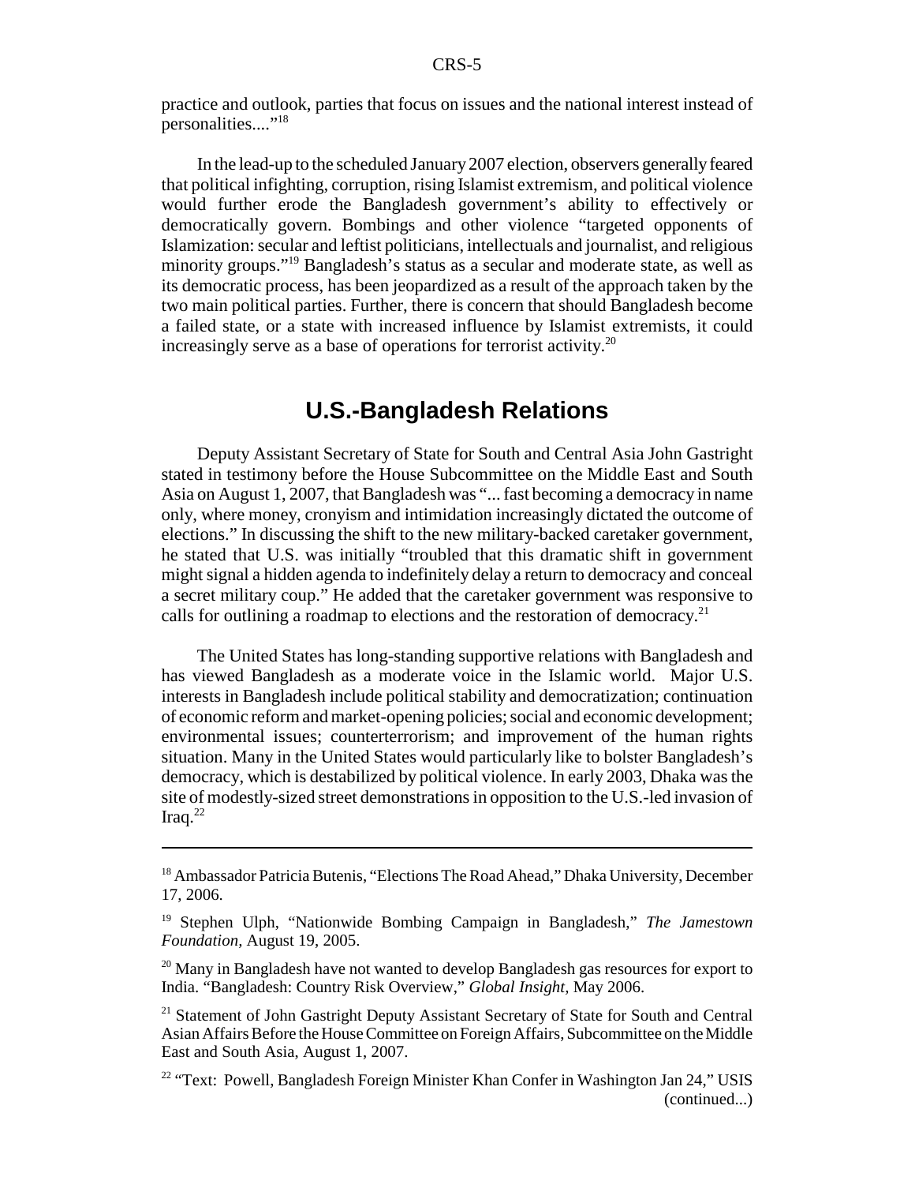practice and outlook, parties that focus on issues and the national interest instead of personalities...."[18]

In the lead-up to the scheduled January 2007 election, observers generally feared that political infighting, corruption, rising Islamist extremism, and political violence would further erode the Bangladesh government's ability to effectively or democratically govern. Bombings and other violence "targeted opponents of Islamization: secular and leftist politicians, intellectuals and journalist, and religious minority groups."[19] Bangladesh's status as a secular and moderate state, as well as its democratic process, has been jeopardized as a result of the approach taken by the two main political parties. Further, there is concern that should Bangladesh become a failed state, or a state with increased influence by Islamist extremists, it could increasingly serve as a base of operations for terrorist activity.[20]

## U.S.-Bangladesh Relations

Deputy Assistant Secretary of State for South and Central Asia John Gastright stated in testimony before the House Subcommittee on the Middle East and South Asia on August 1, 2007, that Bangladesh was "... fast becoming a democracy in name only, where money, cronyism and intimidation increasingly dictated the outcome of elections." In discussing the shift to the new military-backed caretaker government, he stated that U.S. was initially "troubled that this dramatic shift in government might signal a hidden agenda to indefinitely delay a return to democracy and conceal a secret military coup." He added that the caretaker government was responsive to calls for outlining a roadmap to elections and the restoration of democracy.[21]

The United States has long-standing supportive relations with Bangladesh and has viewed Bangladesh as a moderate voice in the Islamic world. Major U.S. interests in Bangladesh include political stability and democratization; continuation of economic reform and market-opening policies; social and economic development; environmental issues; counterterrorism; and improvement of the human rights situation. Many in the United States would particularly like to bolster Bangladesh's democracy, which is destabilized by political violence. In early 2003, Dhaka was the site of modestly-sized street demonstrations in opposition to the U.S.-led invasion of Iraq.[22]

---

[18] Ambassador Patricia Butenis, "Elections The Road Ahead," Dhaka University, December 17, 2006.

[19] Stephen Ulph, "Nationwide Bombing Campaign in Bangladesh," *The Jamestown Foundation,* August 19, 2005.

[20] Many in Bangladesh have not wanted to develop Bangladesh gas resources for export to India. "Bangladesh: Country Risk Overview," *Global Insight,* May 2006.

[21] Statement of John Gastright Deputy Assistant Secretary of State for South and Central Asian Affairs Before the House Committee on Foreign Affairs, Subcommittee on the Middle East and South Asia, August 1, 2007.

[22] "Text: Powell, Bangladesh Foreign Minister Khan Confer in Washington Jan 24," USIS (continued...)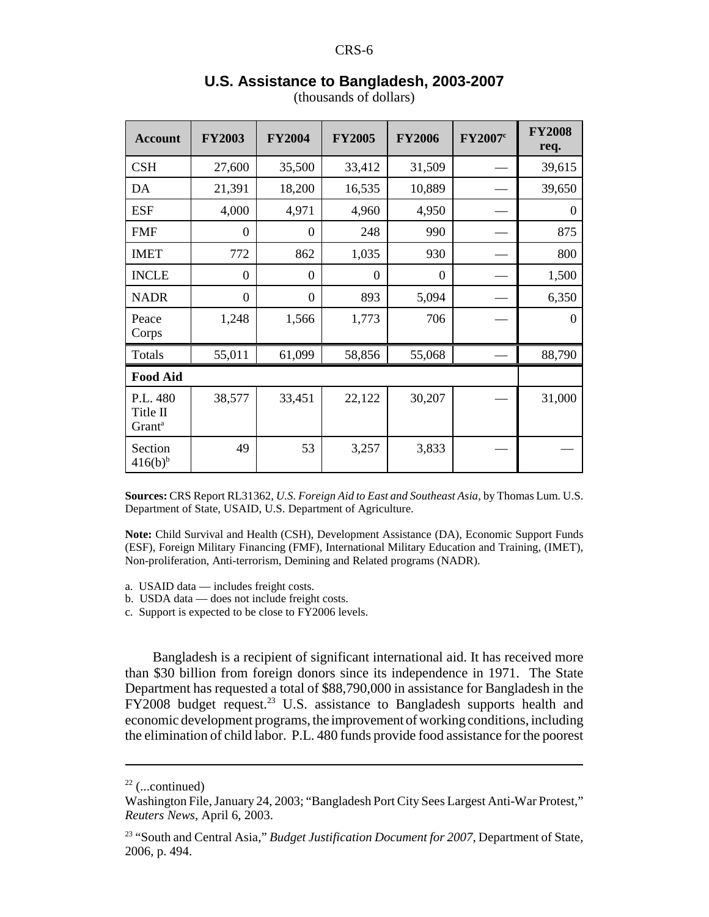## U.S. Assistance to Bangladesh, 2003-2007

(thousands of dollars)

| Account | FY2003 | FY2004 | FY2005 | FY2006 | FY2007[c] | FY2008 req. |
|---|---|---|---|---|---|---|
| CSH | 27,600 | 35,500 | 33,412 | 31,509 | — | 39,615 |
| DA | 21,391 | 18,200 | 16,535 | 10,889 | — | 39,650 |
| ESF | 4,000 | 4,971 | 4,960 | 4,950 | — | 0 |
| FMF | 0 | 0 | 248 | 990 | — | 875 |
| IMET | 772 | 862 | 1,035 | 930 | — | 800 |
| INCLE | 0 | 0 | 0 | 0 | — | 1,500 |
| NADR | 0 | 0 | 893 | 5,094 | — | 6,350 |
| Peace Corps | 1,248 | 1,566 | 1,773 | 706 | — | 0 |
| Totals | 55,011 | 61,099 | 58,856 | 55,068 | — | 88,790 |
| **Food Aid** | | | | | | |
| P.L. 480 Title II Grant[a] | 38,577 | 33,451 | 22,122 | 30,207 | — | 31,000 |
| Section 416(b)[b] | 49 | 53 | 3,257 | 3,833 | — | — |

**Sources:** CRS Report RL31362, *U.S. Foreign Aid to East and Southeast Asia*, by Thomas Lum. U.S. Department of State, USAID, U.S. Department of Agriculture.

**Note:** Child Survival and Health (CSH), Development Assistance (DA), Economic Support Funds (ESF), Foreign Military Financing (FMF), International Military Education and Training, (IMET), Non-proliferation, Anti-terrorism, Demining and Related programs (NADR).

a. USAID data — includes freight costs.
b. USDA data — does not include freight costs.
c. Support is expected to be close to FY2006 levels.

Bangladesh is a recipient of significant international aid. It has received more than $30 billion from foreign donors since its independence in 1971. The State Department has requested a total of $88,790,000 in assistance for Bangladesh in the FY2008 budget request.[23] U.S. assistance to Bangladesh supports health and economic development programs, the improvement of working conditions, including the elimination of child labor. P.L. 480 funds provide food assistance for the poorest

---

[22] (...continued)
Washington File, January 24, 2003; "Bangladesh Port City Sees Largest Anti-War Protest," *Reuters News*, April 6, 2003.

[23] "South and Central Asia," *Budget Justification Document for 2007*, Department of State, 2006, p. 494.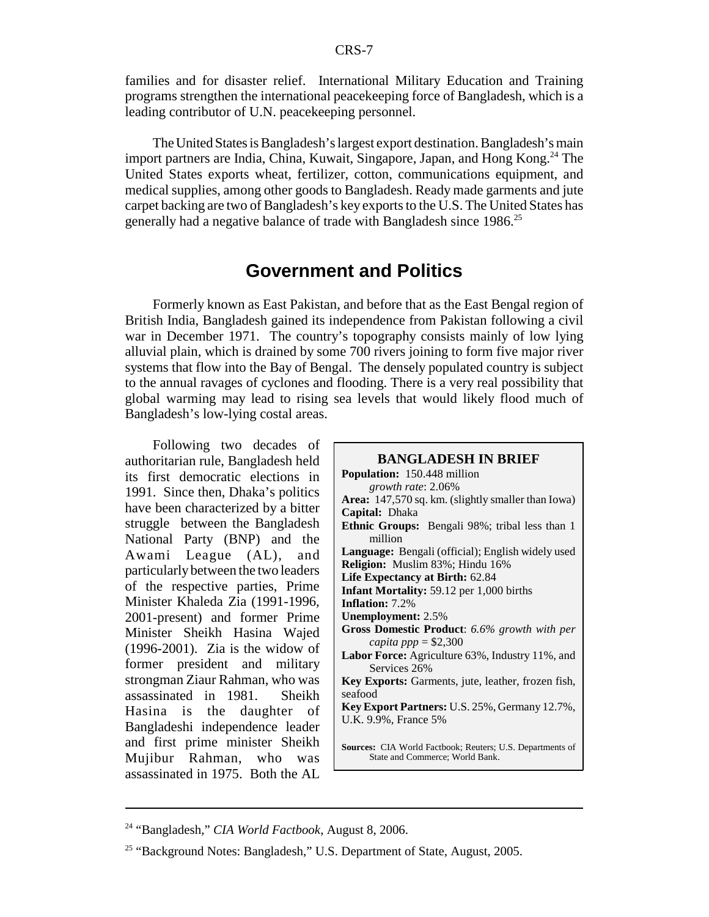families and for disaster relief. International Military Education and Training programs strengthen the international peacekeeping force of Bangladesh, which is a leading contributor of U.N. peacekeeping personnel.

The United States is Bangladesh's largest export destination. Bangladesh's main import partners are India, China, Kuwait, Singapore, Japan, and Hong Kong.[24] The United States exports wheat, fertilizer, cotton, communications equipment, and medical supplies, among other goods to Bangladesh. Ready made garments and jute carpet backing are two of Bangladesh's key exports to the U.S. The United States has generally had a negative balance of trade with Bangladesh since 1986.[25]

## Government and Politics

Formerly known as East Pakistan, and before that as the East Bengal region of British India, Bangladesh gained its independence from Pakistan following a civil war in December 1971. The country's topography consists mainly of low lying alluvial plain, which is drained by some 700 rivers joining to form five major river systems that flow into the Bay of Bengal. The densely populated country is subject to the annual ravages of cyclones and flooding. There is a very real possibility that global warming may lead to rising sea levels that would likely flood much of Bangladesh's low-lying costal areas.

Following two decades of authoritarian rule, Bangladesh held its first democratic elections in 1991. Since then, Dhaka's politics have been characterized by a bitter struggle between the Bangladesh National Party (BNP) and the Awami League (AL), and particularly between the two leaders of the respective parties, Prime Minister Khaleda Zia (1991-1996, 2001-present) and former Prime Minister Sheikh Hasina Wajed (1996-2001). Zia is the widow of former president and military strongman Ziaur Rahman, who was assassinated in 1981. Sheikh Hasina is the daughter of Bangladeshi independence leader and first prime minister Sheikh Mujibur Rahman, who was assassinated in 1975. Both the AL

> **BANGLADESH IN BRIEF**
>
> **Population:** 150.448 million
> *growth rate*: 2.06%
> **Area:** 147,570 sq. km. (slightly smaller than Iowa)
> **Capital:** Dhaka
> **Ethnic Groups:** Bengali 98%; tribal less than 1 million
> **Language:** Bengali (official); English widely used
> **Religion:** Muslim 83%; Hindu 16%
> **Life Expectancy at Birth:** 62.84
> **Infant Mortality:** 59.12 per 1,000 births
> **Inflation:** 7.2%
> **Unemployment:** 2.5%
> **Gross Domestic Product**: *6.6% growth with per capita ppp* = $2,300
> **Labor Force:** Agriculture 63%, Industry 11%, and Services 26%
> **Key Exports:** Garments, jute, leather, frozen fish, seafood
> **Key Export Partners:** U.S. 25%, Germany 12.7%, U.K. 9.9%, France 5%
>
> **Sources:** CIA World Factbook; Reuters; U.S. Departments of State and Commerce; World Bank.

---

[24] "Bangladesh," *CIA World Factbook*, August 8, 2006.

[25] "Background Notes: Bangladesh," U.S. Department of State, August, 2005.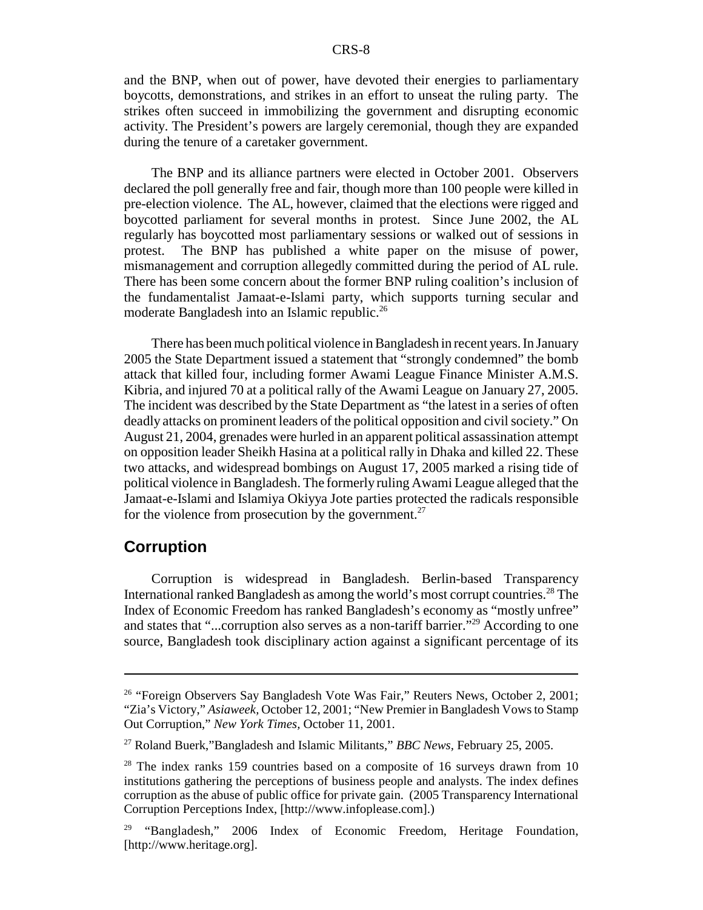and the BNP, when out of power, have devoted their energies to parliamentary boycotts, demonstrations, and strikes in an effort to unseat the ruling party. The strikes often succeed in immobilizing the government and disrupting economic activity. The President's powers are largely ceremonial, though they are expanded during the tenure of a caretaker government.

The BNP and its alliance partners were elected in October 2001. Observers declared the poll generally free and fair, though more than 100 people were killed in pre-election violence. The AL, however, claimed that the elections were rigged and boycotted parliament for several months in protest. Since June 2002, the AL regularly has boycotted most parliamentary sessions or walked out of sessions in protest. The BNP has published a white paper on the misuse of power, mismanagement and corruption allegedly committed during the period of AL rule. There has been some concern about the former BNP ruling coalition's inclusion of the fundamentalist Jamaat-e-Islami party, which supports turning secular and moderate Bangladesh into an Islamic republic.[26]

There has been much political violence in Bangladesh in recent years. In January 2005 the State Department issued a statement that "strongly condemned" the bomb attack that killed four, including former Awami League Finance Minister A.M.S. Kibria, and injured 70 at a political rally of the Awami League on January 27, 2005. The incident was described by the State Department as "the latest in a series of often deadly attacks on prominent leaders of the political opposition and civil society." On August 21, 2004, grenades were hurled in an apparent political assassination attempt on opposition leader Sheikh Hasina at a political rally in Dhaka and killed 22. These two attacks, and widespread bombings on August 17, 2005 marked a rising tide of political violence in Bangladesh. The formerly ruling Awami League alleged that the Jamaat-e-Islami and Islamiya Okiyya Jote parties protected the radicals responsible for the violence from prosecution by the government.[27]

## Corruption

Corruption is widespread in Bangladesh. Berlin-based Transparency International ranked Bangladesh as among the world's most corrupt countries.[28] The Index of Economic Freedom has ranked Bangladesh's economy as "mostly unfree" and states that "...corruption also serves as a non-tariff barrier."[29] According to one source, Bangladesh took disciplinary action against a significant percentage of its

---

[26] "Foreign Observers Say Bangladesh Vote Was Fair," Reuters News, October 2, 2001; "Zia's Victory," *Asiaweek,* October 12, 2001; "New Premier in Bangladesh Vows to Stamp Out Corruption," *New York Times,* October 11, 2001.

[27] Roland Buerk,"Bangladesh and Islamic Militants," *BBC News,* February 25, 2005.

[28] The index ranks 159 countries based on a composite of 16 surveys drawn from 10 institutions gathering the perceptions of business people and analysts. The index defines corruption as the abuse of public office for private gain. (2005 Transparency International Corruption Perceptions Index, [http://www.infoplease.com].)

[29] "Bangladesh," 2006 Index of Economic Freedom, Heritage Foundation, [http://www.heritage.org].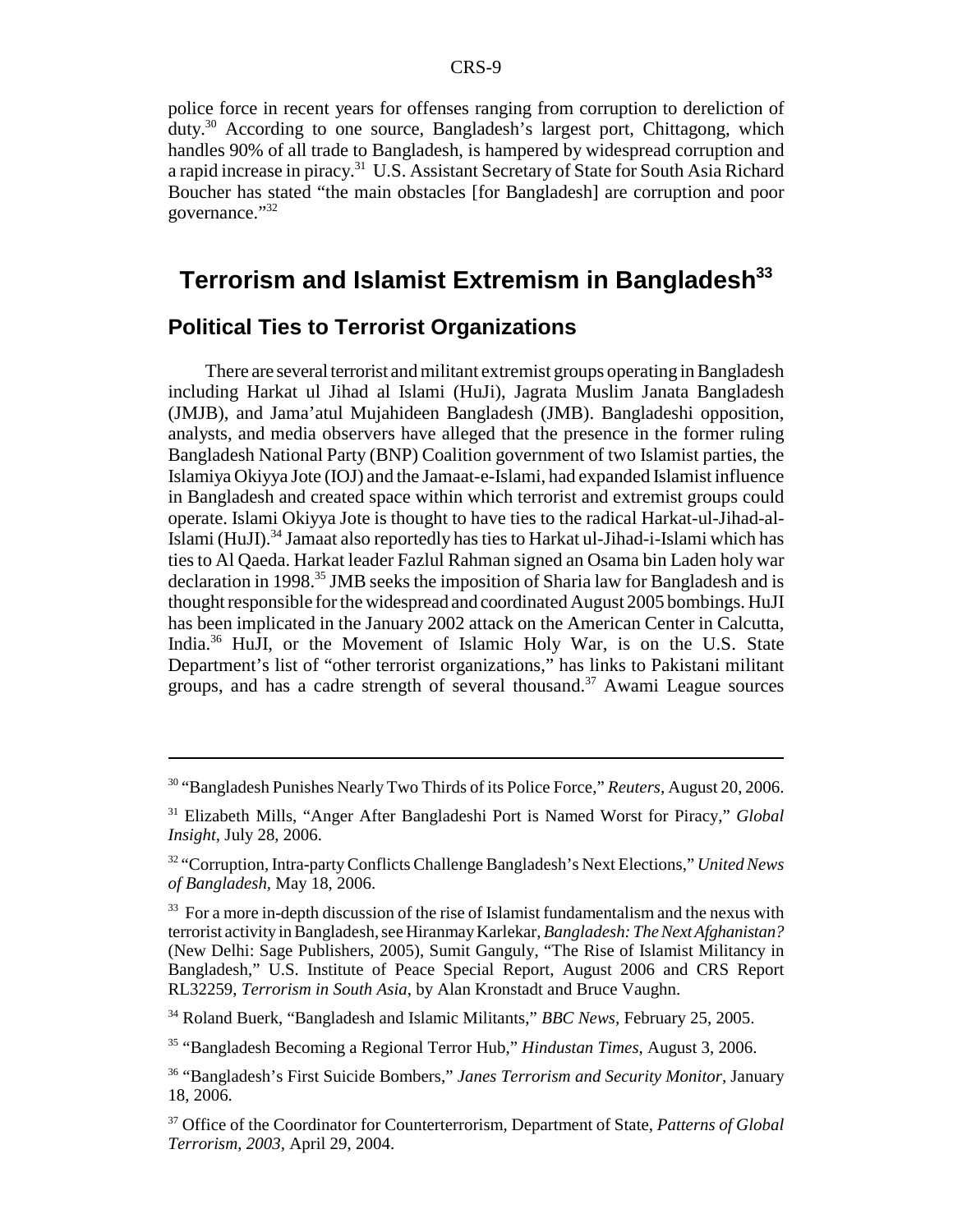police force in recent years for offenses ranging from corruption to dereliction of duty.[30] According to one source, Bangladesh's largest port, Chittagong, which handles 90% of all trade to Bangladesh, is hampered by widespread corruption and a rapid increase in piracy.[31] U.S. Assistant Secretary of State for South Asia Richard Boucher has stated "the main obstacles [for Bangladesh] are corruption and poor governance."[32]

## Terrorism and Islamist Extremism in Bangladesh[33]

### Political Ties to Terrorist Organizations

There are several terrorist and militant extremist groups operating in Bangladesh including Harkat ul Jihad al Islami (HuJi), Jagrata Muslim Janata Bangladesh (JMJB), and Jama'atul Mujahideen Bangladesh (JMB). Bangladeshi opposition, analysts, and media observers have alleged that the presence in the former ruling Bangladesh National Party (BNP) Coalition government of two Islamist parties, the Islamiya Okiyya Jote (IOJ) and the Jamaat-e-Islami, had expanded Islamist influence in Bangladesh and created space within which terrorist and extremist groups could operate. Islami Okiyya Jote is thought to have ties to the radical Harkat-ul-Jihad-al-Islami (HuJI).[34] Jamaat also reportedly has ties to Harkat ul-Jihad-i-Islami which has ties to Al Qaeda. Harkat leader Fazlul Rahman signed an Osama bin Laden holy war declaration in 1998.[35] JMB seeks the imposition of Sharia law for Bangladesh and is thought responsible for the widespread and coordinated August 2005 bombings. HuJI has been implicated in the January 2002 attack on the American Center in Calcutta, India.[36] HuJI, or the Movement of Islamic Holy War, is on the U.S. State Department's list of "other terrorist organizations," has links to Pakistani militant groups, and has a cadre strength of several thousand.[37] Awami League sources

---

[30] "Bangladesh Punishes Nearly Two Thirds of its Police Force," *Reuters*, August 20, 2006.

[31] Elizabeth Mills, "Anger After Bangladeshi Port is Named Worst for Piracy," *Global Insight*, July 28, 2006.

[32] "Corruption, Intra-party Conflicts Challenge Bangladesh's Next Elections," *United News of Bangladesh*, May 18, 2006.

[33] For a more in-depth discussion of the rise of Islamist fundamentalism and the nexus with terrorist activity in Bangladesh, see Hiranmay Karlekar, *Bangladesh: The Next Afghanistan?* (New Delhi: Sage Publishers, 2005), Sumit Ganguly, "The Rise of Islamist Militancy in Bangladesh," U.S. Institute of Peace Special Report, August 2006 and CRS Report RL32259, *Terrorism in South Asia*, by Alan Kronstadt and Bruce Vaughn.

[34] Roland Buerk, "Bangladesh and Islamic Militants," *BBC News*, February 25, 2005.

[35] "Bangladesh Becoming a Regional Terror Hub," *Hindustan Times*, August 3, 2006.

[36] "Bangladesh's First Suicide Bombers," *Janes Terrorism and Security Monitor*, January 18, 2006.

[37] Office of the Coordinator for Counterterrorism, Department of State, *Patterns of Global Terrorism, 2003*, April 29, 2004.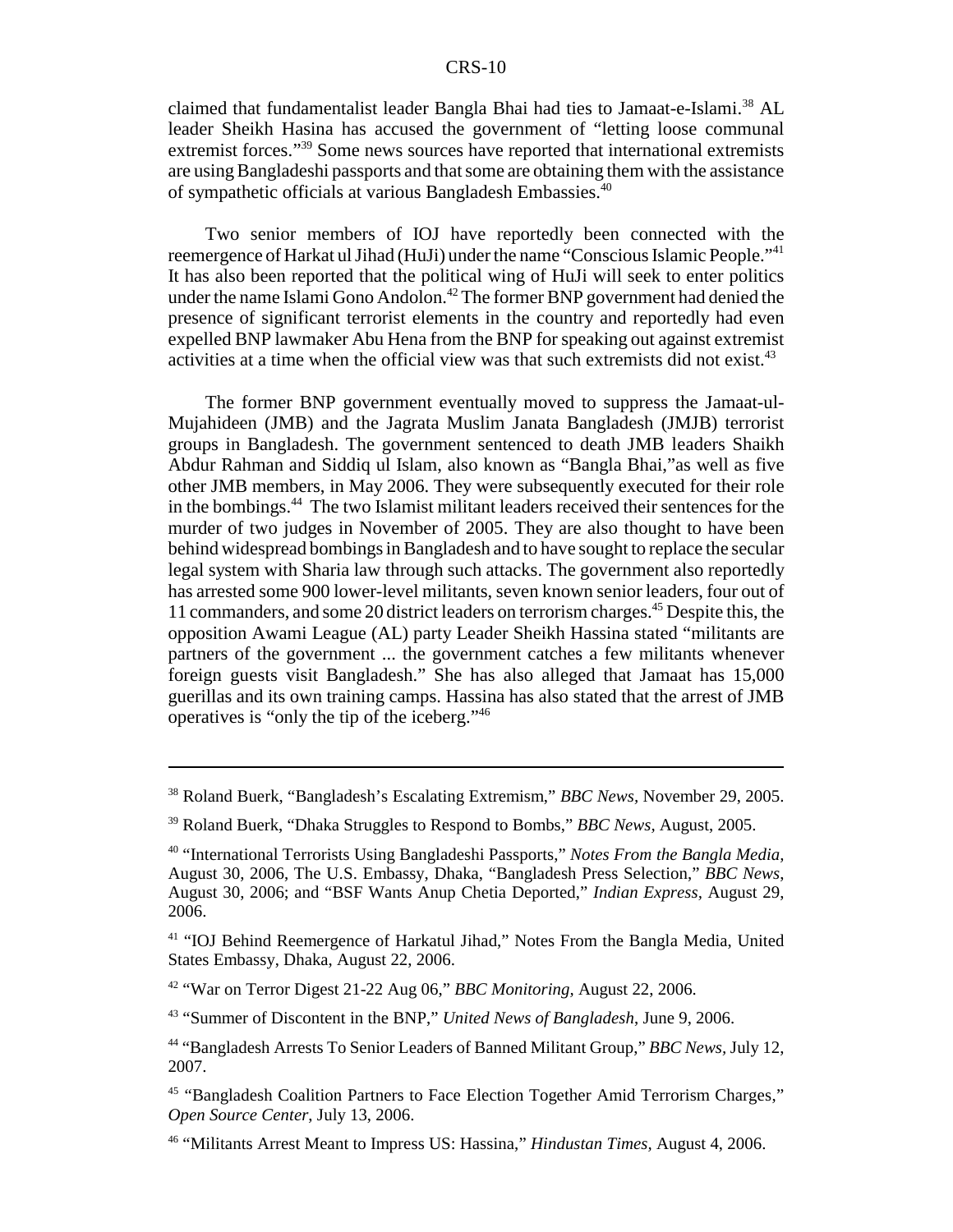claimed that fundamentalist leader Bangla Bhai had ties to Jamaat-e-Islami.[38] AL leader Sheikh Hasina has accused the government of "letting loose communal extremist forces."[39] Some news sources have reported that international extremists are using Bangladeshi passports and that some are obtaining them with the assistance of sympathetic officials at various Bangladesh Embassies.[40]

Two senior members of IOJ have reportedly been connected with the reemergence of Harkat ul Jihad (HuJi) under the name "Conscious Islamic People."[41] It has also been reported that the political wing of HuJi will seek to enter politics under the name Islami Gono Andolon.[42] The former BNP government had denied the presence of significant terrorist elements in the country and reportedly had even expelled BNP lawmaker Abu Hena from the BNP for speaking out against extremist activities at a time when the official view was that such extremists did not exist.[43]

The former BNP government eventually moved to suppress the Jamaat-ul-Mujahideen (JMB) and the Jagrata Muslim Janata Bangladesh (JMJB) terrorist groups in Bangladesh. The government sentenced to death JMB leaders Shaikh Abdur Rahman and Siddiq ul Islam, also known as "Bangla Bhai,"as well as five other JMB members, in May 2006. They were subsequently executed for their role in the bombings.[44] The two Islamist militant leaders received their sentences for the murder of two judges in November of 2005. They are also thought to have been behind widespread bombings in Bangladesh and to have sought to replace the secular legal system with Sharia law through such attacks. The government also reportedly has arrested some 900 lower-level militants, seven known senior leaders, four out of 11 commanders, and some 20 district leaders on terrorism charges.[45] Despite this, the opposition Awami League (AL) party Leader Sheikh Hassina stated "militants are partners of the government ... the government catches a few militants whenever foreign guests visit Bangladesh." She has also alleged that Jamaat has 15,000 guerillas and its own training camps. Hassina has also stated that the arrest of JMB operatives is "only the tip of the iceberg."[46]

---

[38] Roland Buerk, "Bangladesh's Escalating Extremism," *BBC News*, November 29, 2005.

[39] Roland Buerk, "Dhaka Struggles to Respond to Bombs," *BBC News*, August, 2005.

[40] "International Terrorists Using Bangladeshi Passports," *Notes From the Bangla Media*, August 30, 2006, The U.S. Embassy, Dhaka, "Bangladesh Press Selection," *BBC News*, August 30, 2006; and "BSF Wants Anup Chetia Deported," *Indian Express*, August 29, 2006.

[41] "IOJ Behind Reemergence of Harkatul Jihad," Notes From the Bangla Media, United States Embassy, Dhaka, August 22, 2006.

[42] "War on Terror Digest 21-22 Aug 06," *BBC Monitoring*, August 22, 2006.

[43] "Summer of Discontent in the BNP," *United News of Bangladesh*, June 9, 2006.

[44] "Bangladesh Arrests To Senior Leaders of Banned Militant Group," *BBC News*, July 12, 2007.

[45] "Bangladesh Coalition Partners to Face Election Together Amid Terrorism Charges," *Open Source Center*, July 13, 2006.

[46] "Militants Arrest Meant to Impress US: Hassina," *Hindustan Times*, August 4, 2006.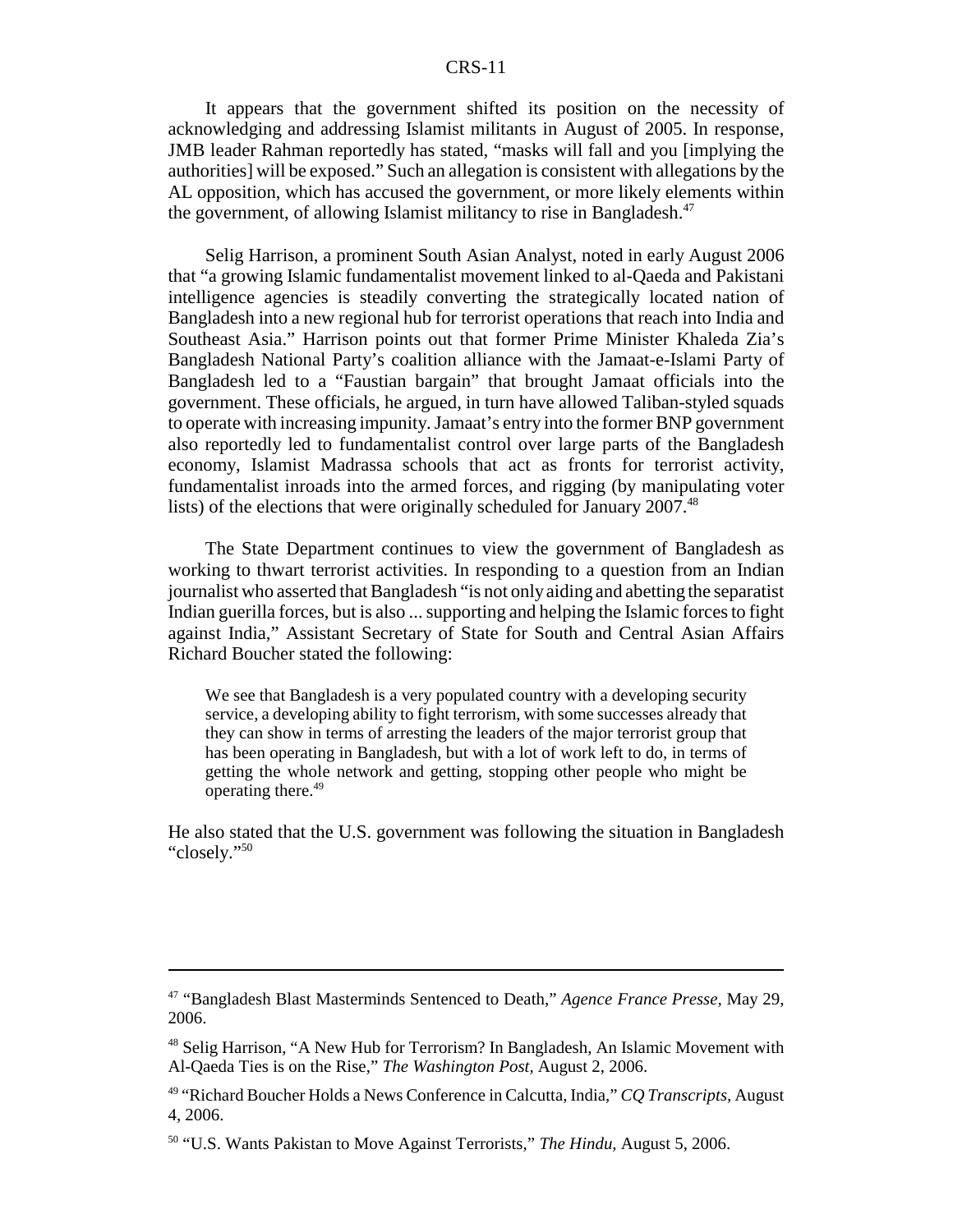It appears that the government shifted its position on the necessity of acknowledging and addressing Islamist militants in August of 2005. In response, JMB leader Rahman reportedly has stated, "masks will fall and you [implying the authorities] will be exposed." Such an allegation is consistent with allegations by the AL opposition, which has accused the government, or more likely elements within the government, of allowing Islamist militancy to rise in Bangladesh.[47]

Selig Harrison, a prominent South Asian Analyst, noted in early August 2006 that "a growing Islamic fundamentalist movement linked to al-Qaeda and Pakistani intelligence agencies is steadily converting the strategically located nation of Bangladesh into a new regional hub for terrorist operations that reach into India and Southeast Asia." Harrison points out that former Prime Minister Khaleda Zia's Bangladesh National Party's coalition alliance with the Jamaat-e-Islami Party of Bangladesh led to a "Faustian bargain" that brought Jamaat officials into the government. These officials, he argued, in turn have allowed Taliban-styled squads to operate with increasing impunity. Jamaat's entry into the former BNP government also reportedly led to fundamentalist control over large parts of the Bangladesh economy, Islamist Madrassa schools that act as fronts for terrorist activity, fundamentalist inroads into the armed forces, and rigging (by manipulating voter lists) of the elections that were originally scheduled for January 2007.[48]

The State Department continues to view the government of Bangladesh as working to thwart terrorist activities. In responding to a question from an Indian journalist who asserted that Bangladesh "is not only aiding and abetting the separatist Indian guerilla forces, but is also ... supporting and helping the Islamic forces to fight against India," Assistant Secretary of State for South and Central Asian Affairs Richard Boucher stated the following:

> We see that Bangladesh is a very populated country with a developing security service, a developing ability to fight terrorism, with some successes already that they can show in terms of arresting the leaders of the major terrorist group that has been operating in Bangladesh, but with a lot of work left to do, in terms of getting the whole network and getting, stopping other people who might be operating there.[49]

He also stated that the U.S. government was following the situation in Bangladesh "closely."[50]

---

[47] "Bangladesh Blast Masterminds Sentenced to Death," *Agence France Presse,* May 29, 2006.

[48] Selig Harrison, "A New Hub for Terrorism? In Bangladesh, An Islamic Movement with Al-Qaeda Ties is on the Rise," *The Washington Post,* August 2, 2006.

[49] "Richard Boucher Holds a News Conference in Calcutta, India," *CQ Transcripts,* August 4, 2006.

[50] "U.S. Wants Pakistan to Move Against Terrorists," *The Hindu,* August 5, 2006.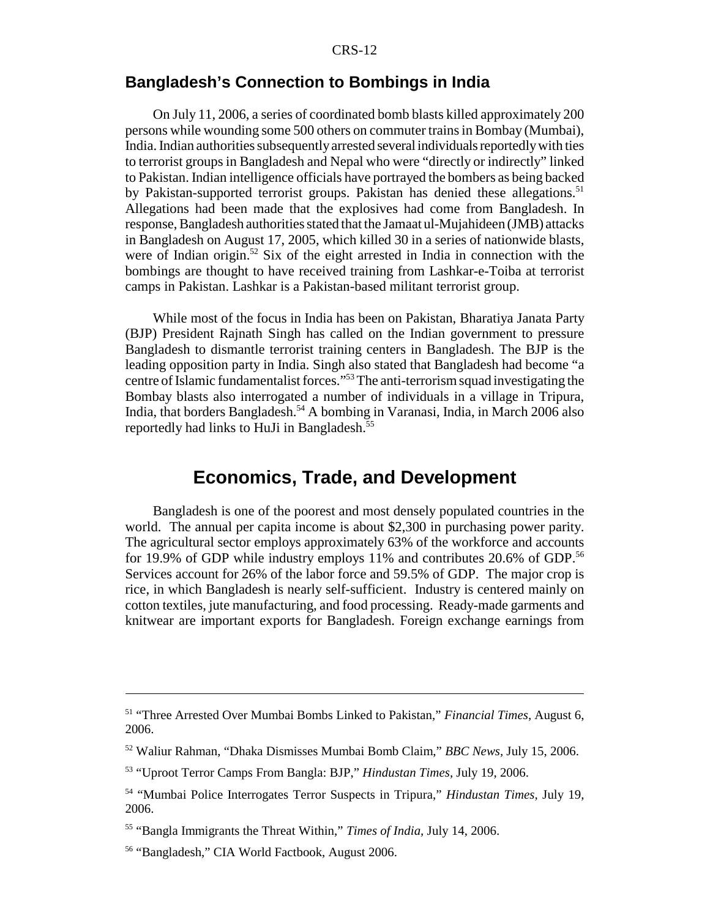## Bangladesh's Connection to Bombings in India

On July 11, 2006, a series of coordinated bomb blasts killed approximately 200 persons while wounding some 500 others on commuter trains in Bombay (Mumbai), India. Indian authorities subsequently arrested several individuals reportedly with ties to terrorist groups in Bangladesh and Nepal who were "directly or indirectly" linked to Pakistan. Indian intelligence officials have portrayed the bombers as being backed by Pakistan-supported terrorist groups. Pakistan has denied these allegations.[51] Allegations had been made that the explosives had come from Bangladesh. In response, Bangladesh authorities stated that the Jamaat ul-Mujahideen (JMB) attacks in Bangladesh on August 17, 2005, which killed 30 in a series of nationwide blasts, were of Indian origin.[52] Six of the eight arrested in India in connection with the bombings are thought to have received training from Lashkar-e-Toiba at terrorist camps in Pakistan. Lashkar is a Pakistan-based militant terrorist group.

While most of the focus in India has been on Pakistan, Bharatiya Janata Party (BJP) President Rajnath Singh has called on the Indian government to pressure Bangladesh to dismantle terrorist training centers in Bangladesh. The BJP is the leading opposition party in India. Singh also stated that Bangladesh had become "a centre of Islamic fundamentalist forces."[53] The anti-terrorism squad investigating the Bombay blasts also interrogated a number of individuals in a village in Tripura, India, that borders Bangladesh.[54] A bombing in Varanasi, India, in March 2006 also reportedly had links to HuJi in Bangladesh.[55]

# Economics, Trade, and Development

Bangladesh is one of the poorest and most densely populated countries in the world. The annual per capita income is about $2,300 in purchasing power parity. The agricultural sector employs approximately 63% of the workforce and accounts for 19.9% of GDP while industry employs 11% and contributes 20.6% of GDP.[56] Services account for 26% of the labor force and 59.5% of GDP. The major crop is rice, in which Bangladesh is nearly self-sufficient. Industry is centered mainly on cotton textiles, jute manufacturing, and food processing. Ready-made garments and knitwear are important exports for Bangladesh. Foreign exchange earnings from

---

[51] "Three Arrested Over Mumbai Bombs Linked to Pakistan," *Financial Times,* August 6, 2006.

[52] Waliur Rahman, "Dhaka Dismisses Mumbai Bomb Claim," *BBC News,* July 15, 2006.

[53] "Uproot Terror Camps From Bangla: BJP," *Hindustan Times,* July 19, 2006.

[54] "Mumbai Police Interrogates Terror Suspects in Tripura," *Hindustan Times,* July 19, 2006.

[55] "Bangla Immigrants the Threat Within," *Times of India,* July 14, 2006.

[56] "Bangladesh," CIA World Factbook, August 2006.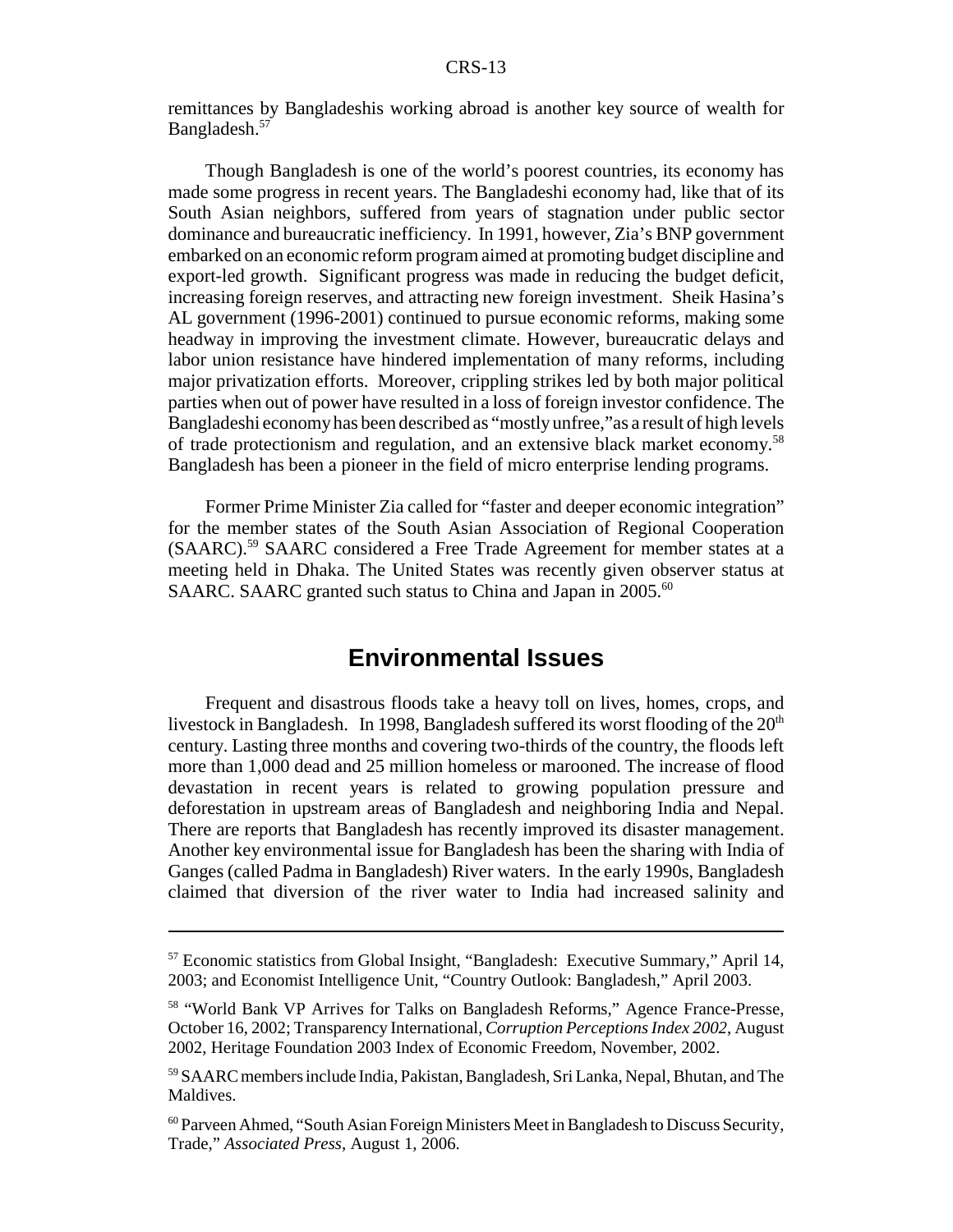remittances by Bangladeshis working abroad is another key source of wealth for Bangladesh.[57]

Though Bangladesh is one of the world's poorest countries, its economy has made some progress in recent years. The Bangladeshi economy had, like that of its South Asian neighbors, suffered from years of stagnation under public sector dominance and bureaucratic inefficiency. In 1991, however, Zia's BNP government embarked on an economic reform program aimed at promoting budget discipline and export-led growth. Significant progress was made in reducing the budget deficit, increasing foreign reserves, and attracting new foreign investment. Sheik Hasina's AL government (1996-2001) continued to pursue economic reforms, making some headway in improving the investment climate. However, bureaucratic delays and labor union resistance have hindered implementation of many reforms, including major privatization efforts. Moreover, crippling strikes led by both major political parties when out of power have resulted in a loss of foreign investor confidence. The Bangladeshi economy has been described as "mostly unfree,"as a result of high levels of trade protectionism and regulation, and an extensive black market economy.[58] Bangladesh has been a pioneer in the field of micro enterprise lending programs.

Former Prime Minister Zia called for "faster and deeper economic integration" for the member states of the South Asian Association of Regional Cooperation (SAARC).[59] SAARC considered a Free Trade Agreement for member states at a meeting held in Dhaka. The United States was recently given observer status at SAARC. SAARC granted such status to China and Japan in 2005.[60]

## Environmental Issues

Frequent and disastrous floods take a heavy toll on lives, homes, crops, and livestock in Bangladesh. In 1998, Bangladesh suffered its worst flooding of the 20th century. Lasting three months and covering two-thirds of the country, the floods left more than 1,000 dead and 25 million homeless or marooned. The increase of flood devastation in recent years is related to growing population pressure and deforestation in upstream areas of Bangladesh and neighboring India and Nepal. There are reports that Bangladesh has recently improved its disaster management. Another key environmental issue for Bangladesh has been the sharing with India of Ganges (called Padma in Bangladesh) River waters. In the early 1990s, Bangladesh claimed that diversion of the river water to India had increased salinity and

---

[57] Economic statistics from Global Insight, "Bangladesh: Executive Summary," April 14, 2003; and Economist Intelligence Unit, "Country Outlook: Bangladesh," April 2003.

[58] "World Bank VP Arrives for Talks on Bangladesh Reforms," Agence France-Presse, October 16, 2002; Transparency International, *Corruption Perceptions Index 2002*, August 2002, Heritage Foundation 2003 Index of Economic Freedom, November, 2002.

[59] SAARC members include India, Pakistan, Bangladesh, Sri Lanka, Nepal, Bhutan, and The Maldives.

[60] Parveen Ahmed, "South Asian Foreign Ministers Meet in Bangladesh to Discuss Security, Trade," *Associated Press*, August 1, 2006.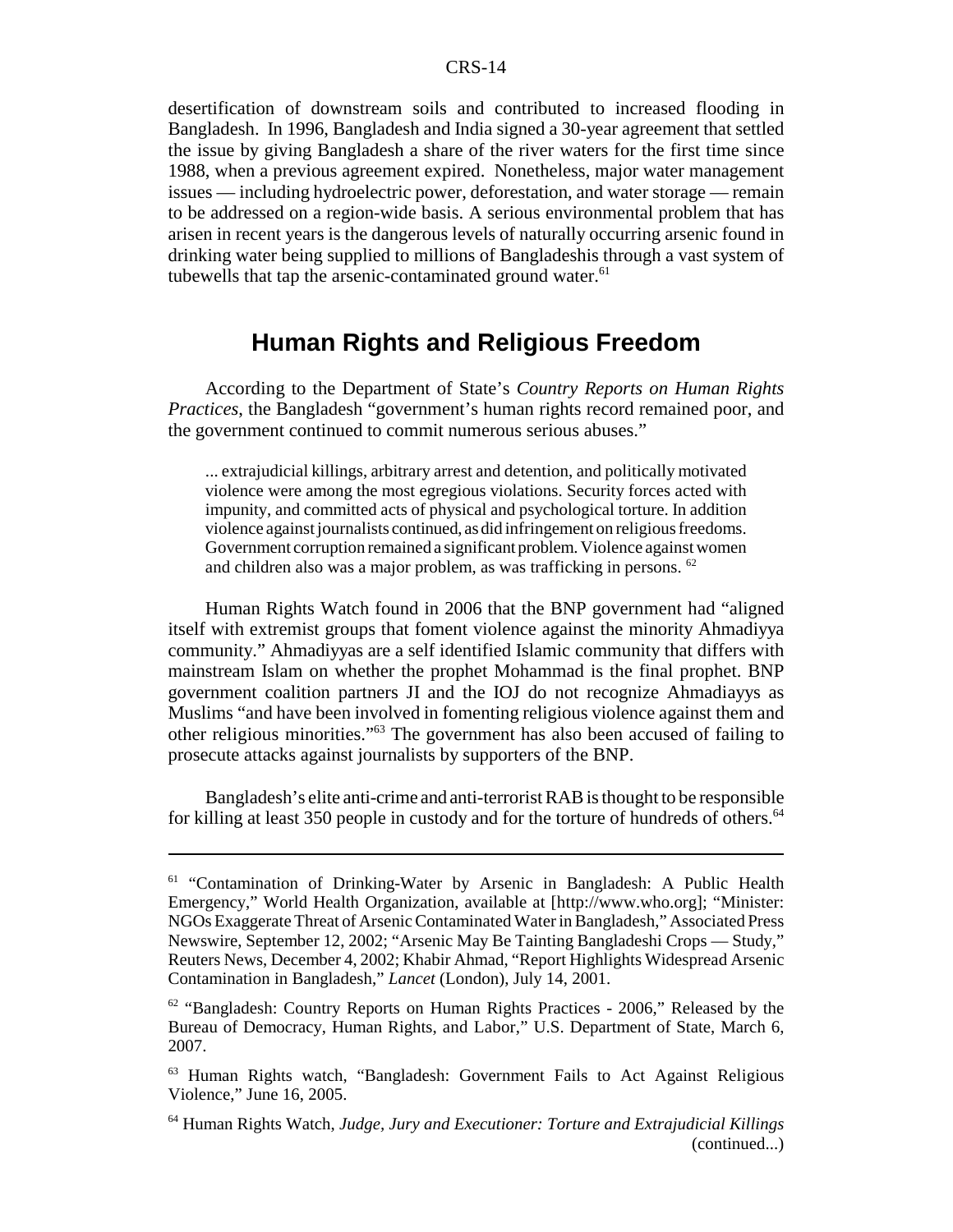desertification of downstream soils and contributed to increased flooding in Bangladesh. In 1996, Bangladesh and India signed a 30-year agreement that settled the issue by giving Bangladesh a share of the river waters for the first time since 1988, when a previous agreement expired. Nonetheless, major water management issues — including hydroelectric power, deforestation, and water storage — remain to be addressed on a region-wide basis. A serious environmental problem that has arisen in recent years is the dangerous levels of naturally occurring arsenic found in drinking water being supplied to millions of Bangladeshis through a vast system of tubewells that tap the arsenic-contaminated ground water.[61]

## Human Rights and Religious Freedom

According to the Department of State's *Country Reports on Human Rights Practices*, the Bangladesh "government's human rights record remained poor, and the government continued to commit numerous serious abuses."

> ... extrajudicial killings, arbitrary arrest and detention, and politically motivated violence were among the most egregious violations. Security forces acted with impunity, and committed acts of physical and psychological torture. In addition violence against journalists continued, as did infringement on religious freedoms. Government corruption remained a significant problem. Violence against women and children also was a major problem, as was trafficking in persons. [62]

Human Rights Watch found in 2006 that the BNP government had "aligned itself with extremist groups that foment violence against the minority Ahmadiyya community." Ahmadiyyas are a self identified Islamic community that differs with mainstream Islam on whether the prophet Mohammad is the final prophet. BNP government coalition partners JI and the IOJ do not recognize Ahmadiayys as Muslims "and have been involved in fomenting religious violence against them and other religious minorities."[63] The government has also been accused of failing to prosecute attacks against journalists by supporters of the BNP.

Bangladesh's elite anti-crime and anti-terrorist RAB is thought to be responsible for killing at least 350 people in custody and for the torture of hundreds of others.[64]

---

[61] "Contamination of Drinking-Water by Arsenic in Bangladesh: A Public Health Emergency," World Health Organization, available at [http://www.who.org]; "Minister: NGOs Exaggerate Threat of Arsenic Contaminated Water in Bangladesh," Associated Press Newswire, September 12, 2002; "Arsenic May Be Tainting Bangladeshi Crops — Study," Reuters News, December 4, 2002; Khabir Ahmad, "Report Highlights Widespread Arsenic Contamination in Bangladesh," *Lancet* (London), July 14, 2001.

[62] "Bangladesh: Country Reports on Human Rights Practices - 2006," Released by the Bureau of Democracy, Human Rights, and Labor," U.S. Department of State, March 6, 2007.

[63] Human Rights watch, "Bangladesh: Government Fails to Act Against Religious Violence," June 16, 2005.

[64] Human Rights Watch, *Judge, Jury and Executioner: Torture and Extrajudicial Killings* (continued...)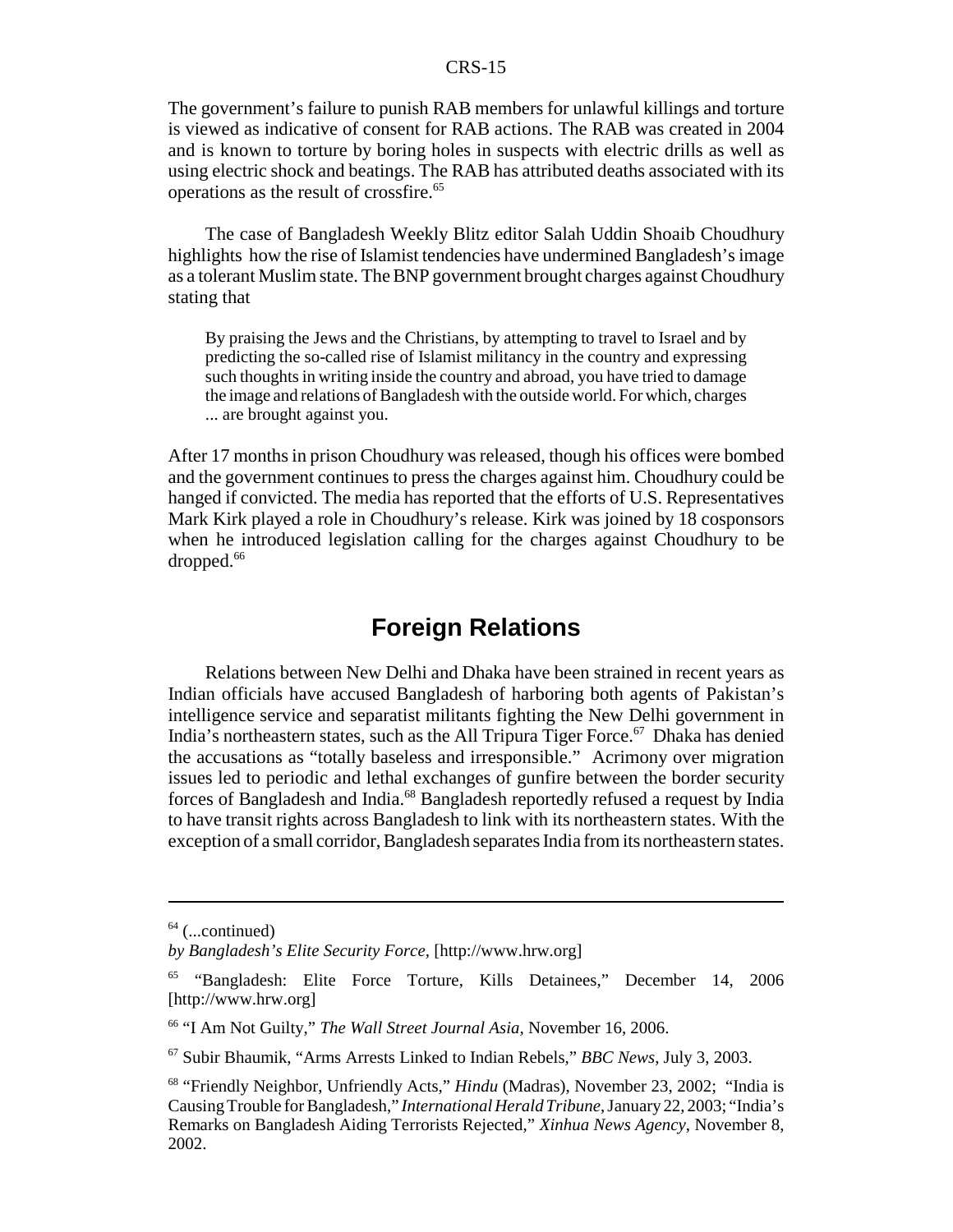The government's failure to punish RAB members for unlawful killings and torture is viewed as indicative of consent for RAB actions. The RAB was created in 2004 and is known to torture by boring holes in suspects with electric drills as well as using electric shock and beatings. The RAB has attributed deaths associated with its operations as the result of crossfire.[65]

The case of Bangladesh Weekly Blitz editor Salah Uddin Shoaib Choudhury highlights how the rise of Islamist tendencies have undermined Bangladesh's image as a tolerant Muslim state. The BNP government brought charges against Choudhury stating that

> By praising the Jews and the Christians, by attempting to travel to Israel and by predicting the so-called rise of Islamist militancy in the country and expressing such thoughts in writing inside the country and abroad, you have tried to damage the image and relations of Bangladesh with the outside world. For which, charges ... are brought against you.

After 17 months in prison Choudhury was released, though his offices were bombed and the government continues to press the charges against him. Choudhury could be hanged if convicted. The media has reported that the efforts of U.S. Representatives Mark Kirk played a role in Choudhury's release. Kirk was joined by 18 cosponsors when he introduced legislation calling for the charges against Choudhury to be dropped.[66]

## Foreign Relations

Relations between New Delhi and Dhaka have been strained in recent years as Indian officials have accused Bangladesh of harboring both agents of Pakistan's intelligence service and separatist militants fighting the New Delhi government in India's northeastern states, such as the All Tripura Tiger Force.[67] Dhaka has denied the accusations as "totally baseless and irresponsible." Acrimony over migration issues led to periodic and lethal exchanges of gunfire between the border security forces of Bangladesh and India.[68] Bangladesh reportedly refused a request by India to have transit rights across Bangladesh to link with its northeastern states. With the exception of a small corridor, Bangladesh separates India from its northeastern states.

---

[64] (...continued)
*by Bangladesh's Elite Security Force,* [http://www.hrw.org]

[65] "Bangladesh: Elite Force Torture, Kills Detainees," December 14, 2006 [http://www.hrw.org]

[66] "I Am Not Guilty," *The Wall Street Journal Asia,* November 16, 2006.

[67] Subir Bhaumik, "Arms Arrests Linked to Indian Rebels," *BBC News,* July 3, 2003.

[68] "Friendly Neighbor, Unfriendly Acts," *Hindu* (Madras), November 23, 2002; "India is Causing Trouble for Bangladesh," *International Herald Tribune,* January 22, 2003; "India's Remarks on Bangladesh Aiding Terrorists Rejected," *Xinhua News Agency,* November 8, 2002.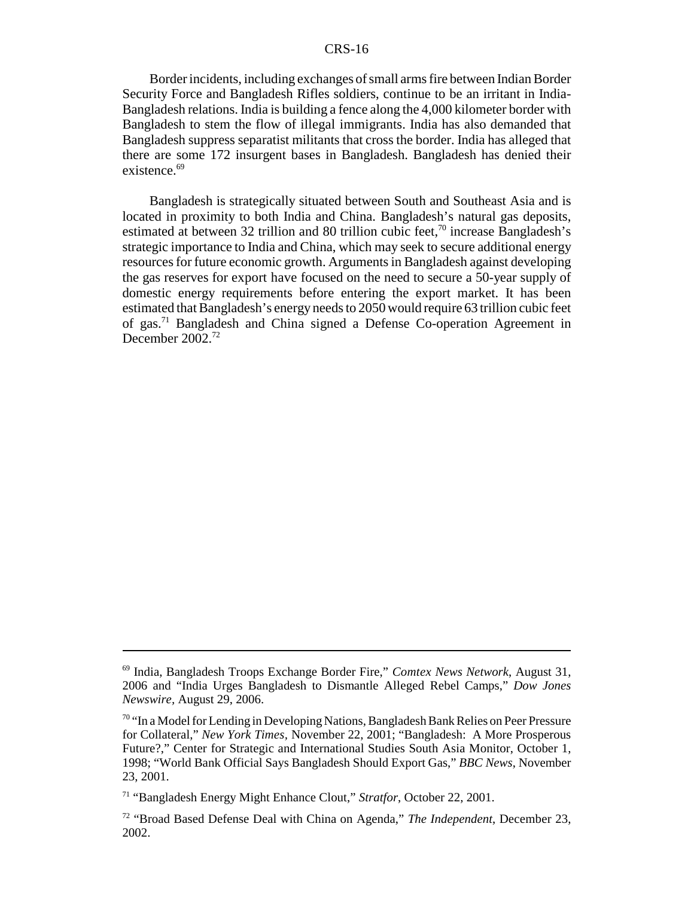Border incidents, including exchanges of small arms fire between Indian Border Security Force and Bangladesh Rifles soldiers, continue to be an irritant in India-Bangladesh relations. India is building a fence along the 4,000 kilometer border with Bangladesh to stem the flow of illegal immigrants. India has also demanded that Bangladesh suppress separatist militants that cross the border. India has alleged that there are some 172 insurgent bases in Bangladesh. Bangladesh has denied their existence.[69]

Bangladesh is strategically situated between South and Southeast Asia and is located in proximity to both India and China. Bangladesh's natural gas deposits, estimated at between 32 trillion and 80 trillion cubic feet,[70] increase Bangladesh's strategic importance to India and China, which may seek to secure additional energy resources for future economic growth. Arguments in Bangladesh against developing the gas reserves for export have focused on the need to secure a 50-year supply of domestic energy requirements before entering the export market. It has been estimated that Bangladesh's energy needs to 2050 would require 63 trillion cubic feet of gas.[71] Bangladesh and China signed a Defense Co-operation Agreement in December 2002.[72]

---

[69] India, Bangladesh Troops Exchange Border Fire," *Comtex News Network*, August 31, 2006 and "India Urges Bangladesh to Dismantle Alleged Rebel Camps," *Dow Jones Newswire*, August 29, 2006.

[70] "In a Model for Lending in Developing Nations, Bangladesh Bank Relies on Peer Pressure for Collateral," *New York Times*, November 22, 2001; "Bangladesh: A More Prosperous Future?," Center for Strategic and International Studies South Asia Monitor, October 1, 1998; "World Bank Official Says Bangladesh Should Export Gas," *BBC News*, November 23, 2001.

[71] "Bangladesh Energy Might Enhance Clout," *Stratfor*, October 22, 2001.

[72] "Broad Based Defense Deal with China on Agenda," *The Independent*, December 23, 2002.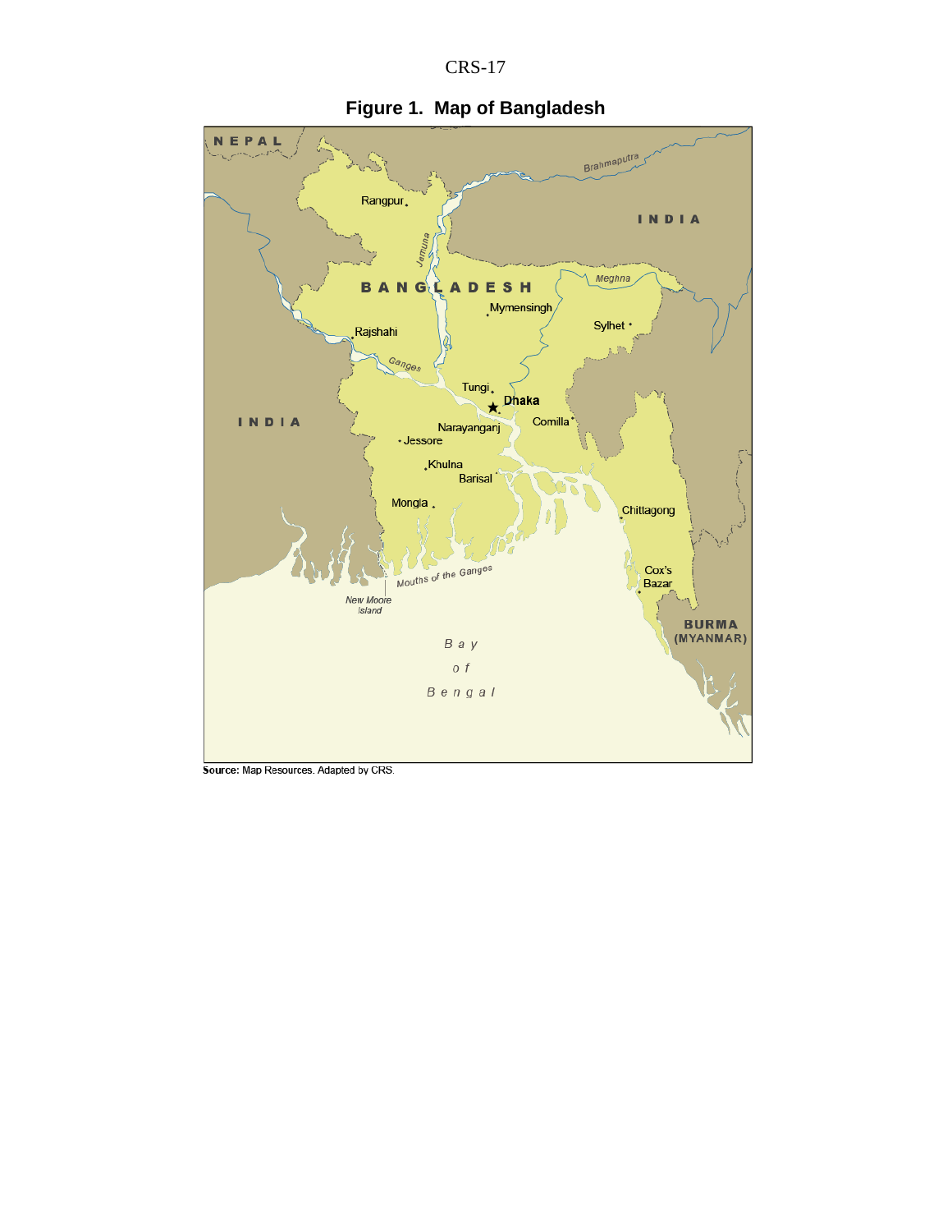**Figure 1. Map of Bangladesh**

NEPAL

Brahmaputra

Rangpur

INDIA

Jamuna

BANGLADESH

Meghna

Mymensingh

Sylhet

Rajshahi

Ganges

Tungi

Dhaka

INDIA

Comilla

Narayanganj

Jessore

Khulna

Barisal

Mongla

Chittagong

Cox's Bazar

Mouths of the Ganges

New Moore Island

BURMA (MYANMAR)

Bay of Bengal

**Source:** Map Resources. Adapted by CRS.